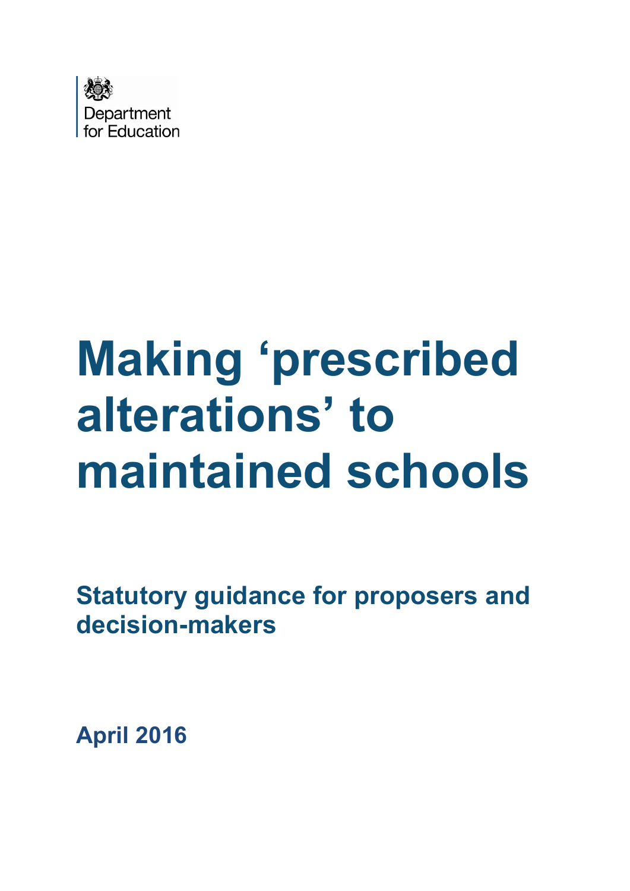Department for Education

# Making ‘prescribed alterations’ to maintained schools

## Statutory guidance for proposers and decision-makers

**April 2016**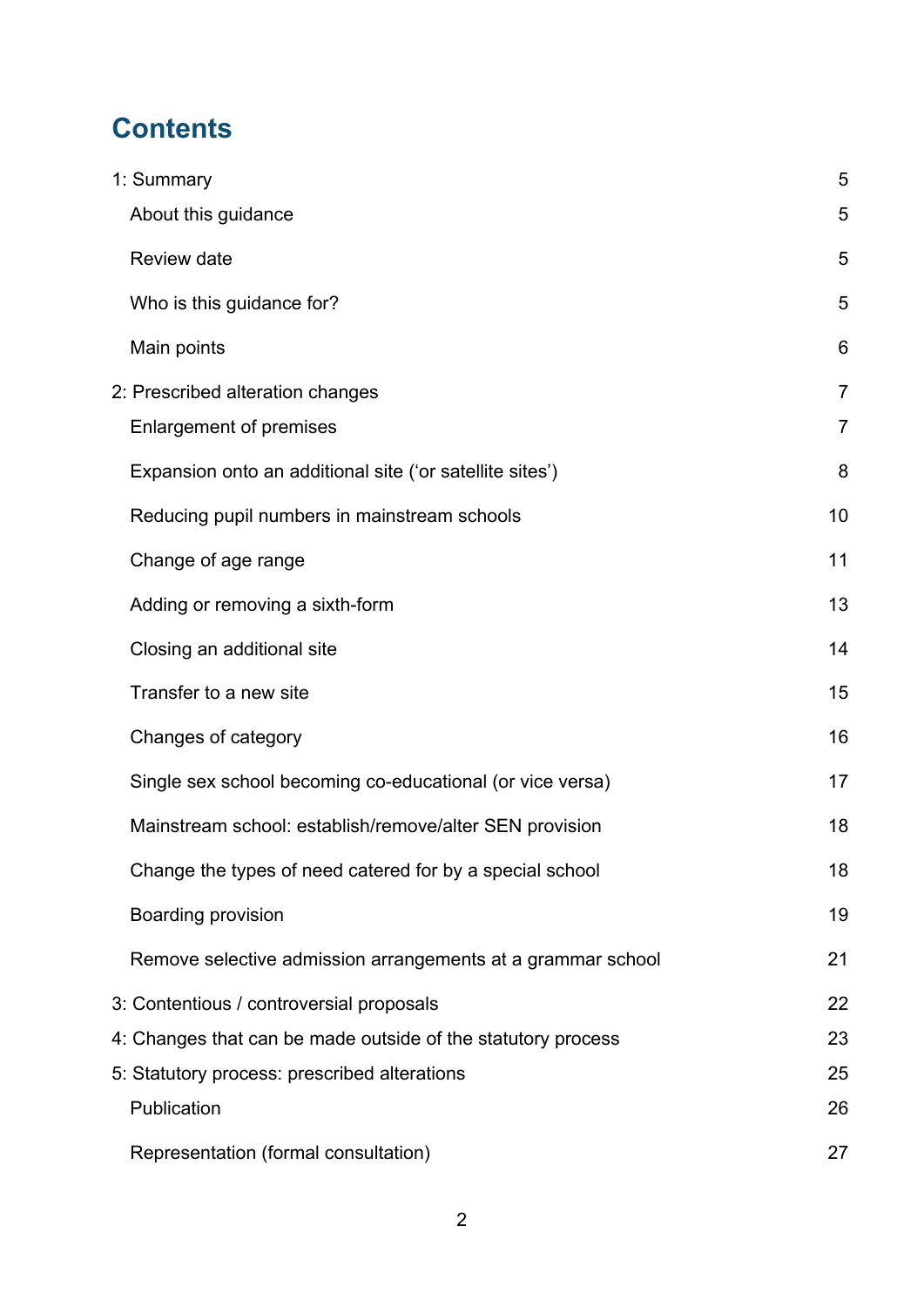# Contents

1: Summary 5

- About this guidance 5
- Review date 5
- Who is this guidance for? 5
- Main points 6

2: Prescribed alteration changes 7

- Enlargement of premises 7
- Expansion onto an additional site ('or satellite sites') 8
- Reducing pupil numbers in mainstream schools 10
- Change of age range 11
- Adding or removing a sixth-form 13
- Closing an additional site 14
- Transfer to a new site 15
- Changes of category 16
- Single sex school becoming co-educational (or vice versa) 17
- Mainstream school: establish/remove/alter SEN provision 18
- Change the types of need catered for by a special school 18
- Boarding provision 19
- Remove selective admission arrangements at a grammar school 21

3: Contentious / controversial proposals 22

4: Changes that can be made outside of the statutory process 23

5: Statutory process: prescribed alterations 25

- Publication 26
- Representation (formal consultation) 27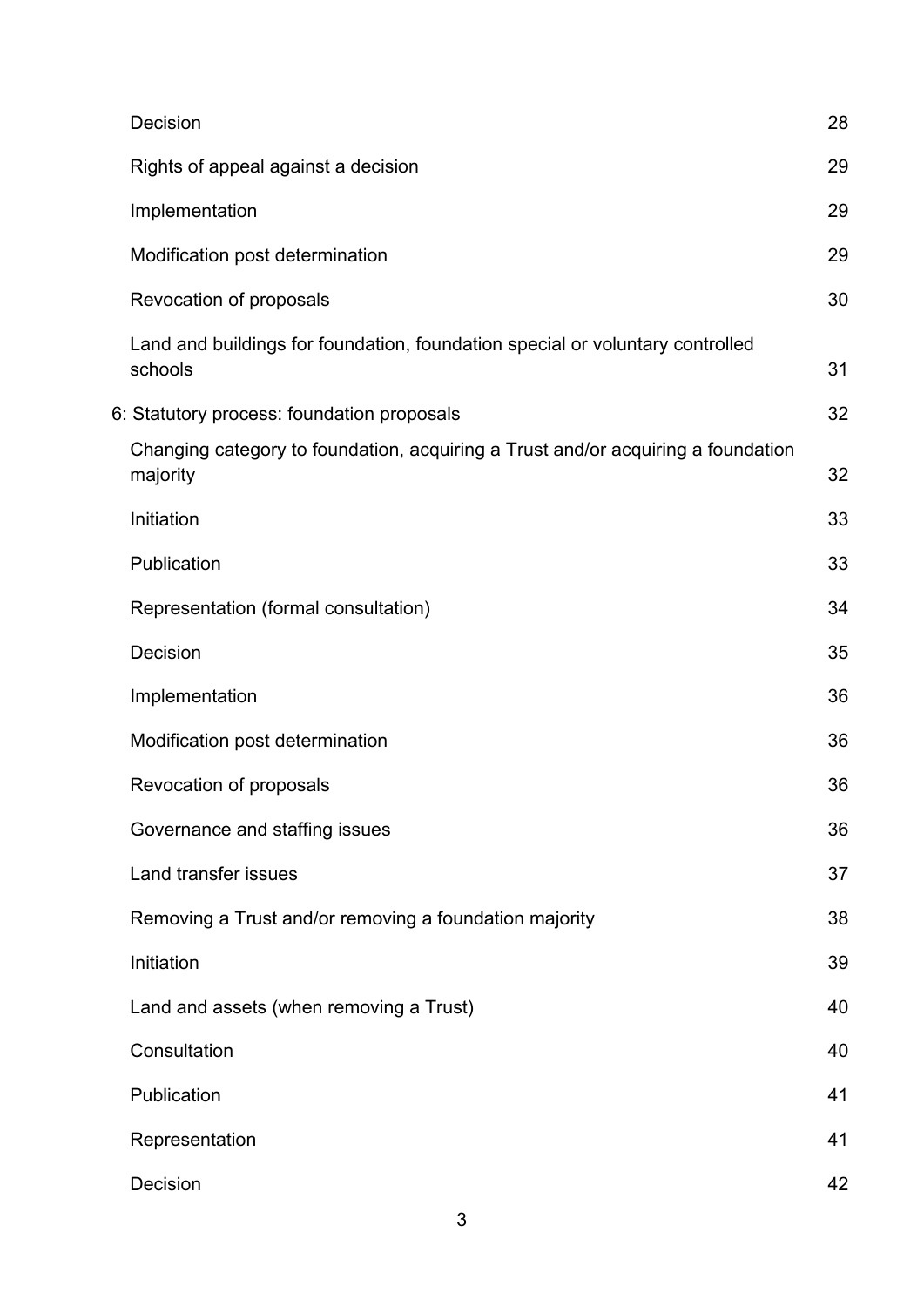Decision 28

Rights of appeal against a decision 29

Implementation 29

Modification post determination 29

Revocation of proposals 30

Land and buildings for foundation, foundation special or voluntary controlled schools 31

6: Statutory process: foundation proposals 32

Changing category to foundation, acquiring a Trust and/or acquiring a foundation majority 32

Initiation 33

Publication 33

Representation (formal consultation) 34

Decision 35

Implementation 36

Modification post determination 36

Revocation of proposals 36

Governance and staffing issues 36

Land transfer issues 37

Removing a Trust and/or removing a foundation majority 38

Initiation 39

Land and assets (when removing a Trust) 40

Consultation 40

Publication 41

Representation 41

Decision 42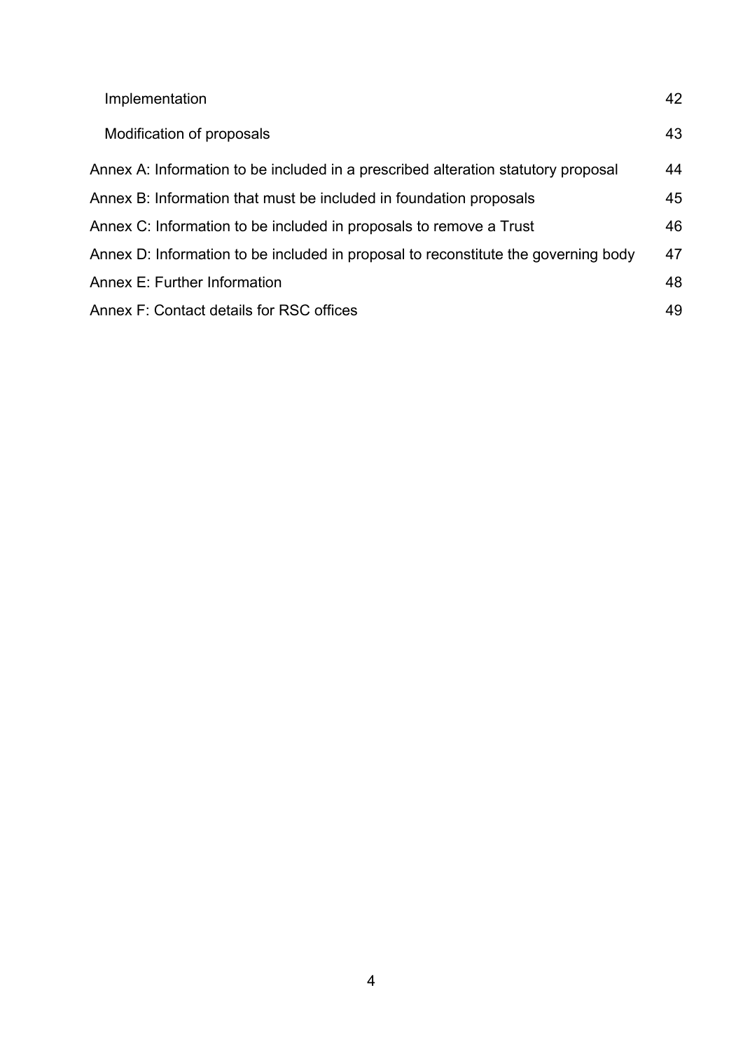| | |
|---|---|
| Implementation | 42 |
| Modification of proposals | 43 |
| Annex A: Information to be included in a prescribed alteration statutory proposal | 44 |
| Annex B: Information that must be included in foundation proposals | 45 |
| Annex C: Information to be included in proposals to remove a Trust | 46 |
| Annex D: Information to be included in proposal to reconstitute the governing body | 47 |
| Annex E: Further Information | 48 |
| Annex F: Contact details for RSC offices | 49 |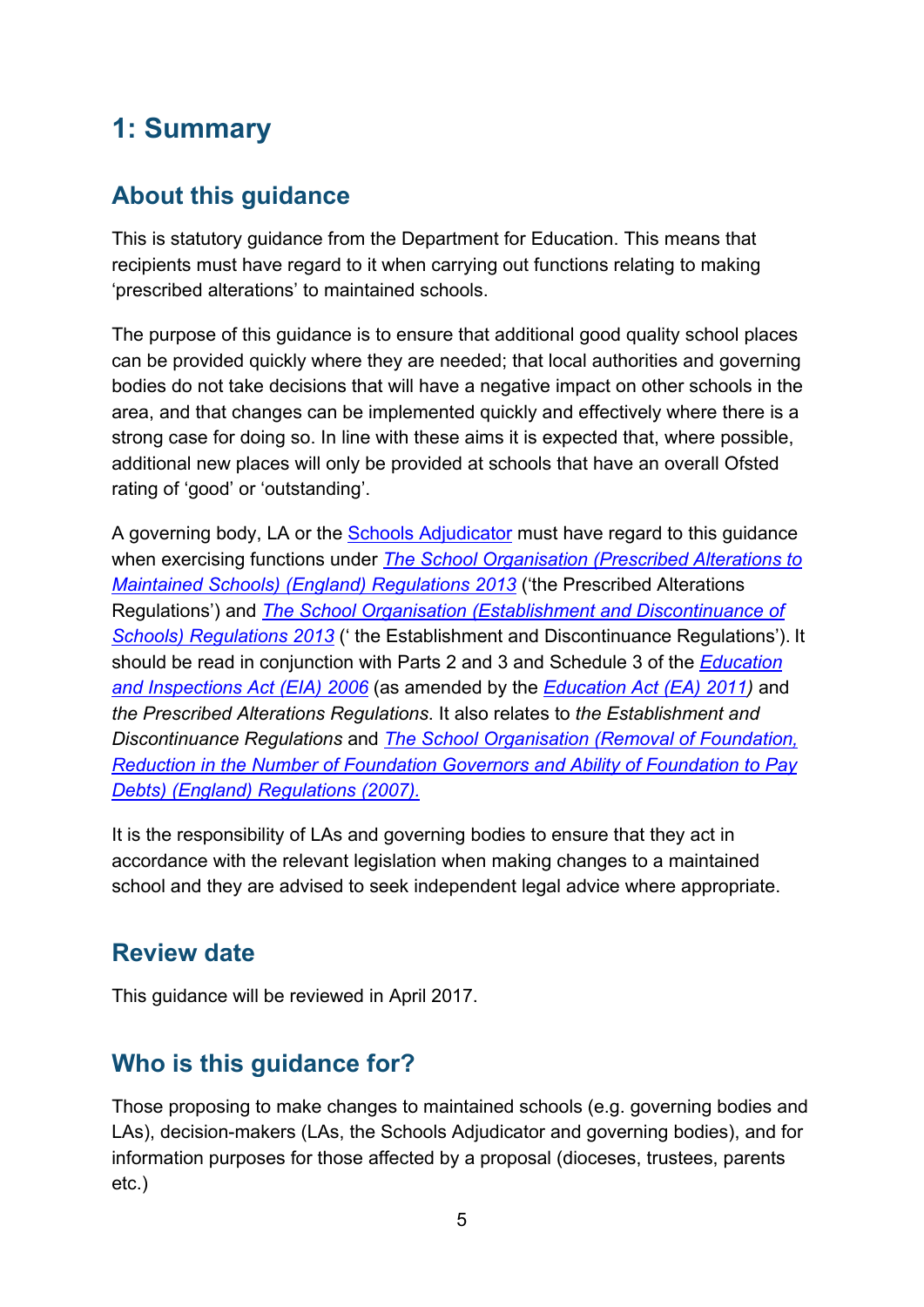# 1: Summary

## About this guidance

This is statutory guidance from the Department for Education. This means that recipients must have regard to it when carrying out functions relating to making 'prescribed alterations' to maintained schools.

The purpose of this guidance is to ensure that additional good quality school places can be provided quickly where they are needed; that local authorities and governing bodies do not take decisions that will have a negative impact on other schools in the area, and that changes can be implemented quickly and effectively where there is a strong case for doing so. In line with these aims it is expected that, where possible, additional new places will only be provided at schools that have an overall Ofsted rating of 'good' or 'outstanding'.

A governing body, LA or the Schools Adjudicator must have regard to this guidance when exercising functions under *The School Organisation (Prescribed Alterations to Maintained Schools) (England) Regulations 2013* ('the Prescribed Alterations Regulations') and *The School Organisation (Establishment and Discontinuance of Schools) Regulations 2013* (' the Establishment and Discontinuance Regulations'). It should be read in conjunction with Parts 2 and 3 and Schedule 3 of the *Education and Inspections Act (EIA) 2006* (as amended by the *Education Act (EA) 2011)* and *the Prescribed Alterations Regulations*. It also relates to *the Establishment and Discontinuance Regulations* and *The School Organisation (Removal of Foundation, Reduction in the Number of Foundation Governors and Ability of Foundation to Pay Debts) (England) Regulations (2007).*

It is the responsibility of LAs and governing bodies to ensure that they act in accordance with the relevant legislation when making changes to a maintained school and they are advised to seek independent legal advice where appropriate.

## Review date

This guidance will be reviewed in April 2017.

## Who is this guidance for?

Those proposing to make changes to maintained schools (e.g. governing bodies and LAs), decision-makers (LAs, the Schools Adjudicator and governing bodies), and for information purposes for those affected by a proposal (dioceses, trustees, parents etc.)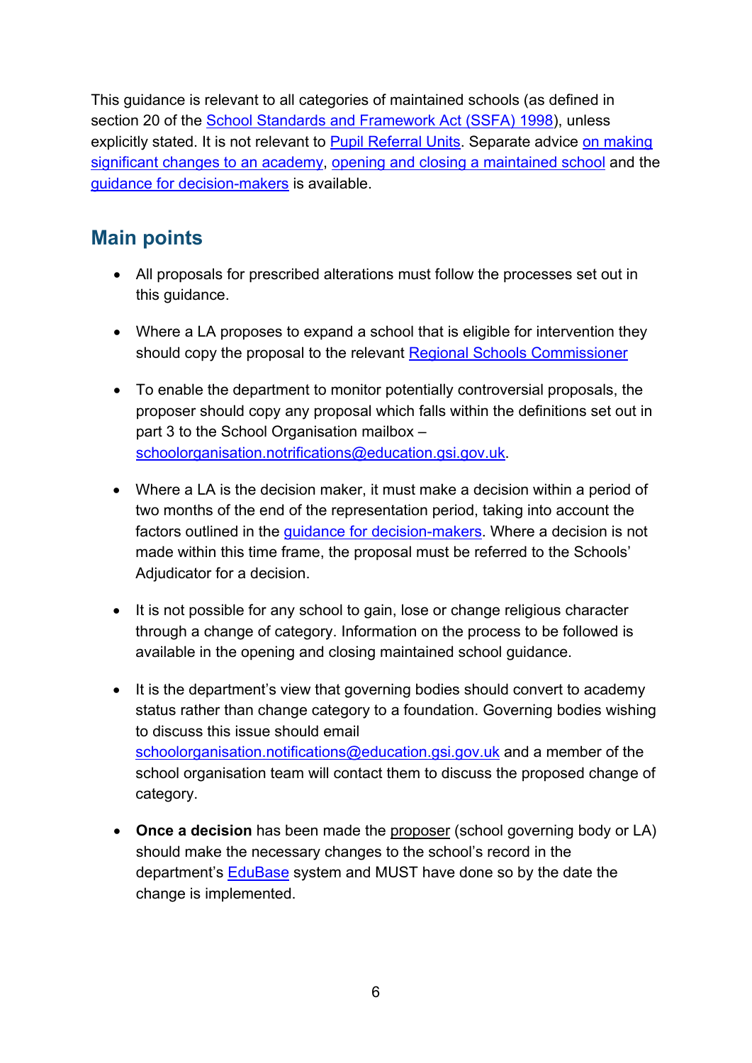This guidance is relevant to all categories of maintained schools (as defined in section 20 of the School Standards and Framework Act (SSFA) 1998), unless explicitly stated. It is not relevant to Pupil Referral Units. Separate advice on making significant changes to an academy, opening and closing a maintained school and the guidance for decision-makers is available.

## Main points

- All proposals for prescribed alterations must follow the processes set out in this guidance.
- Where a LA proposes to expand a school that is eligible for intervention they should copy the proposal to the relevant Regional Schools Commissioner
- To enable the department to monitor potentially controversial proposals, the proposer should copy any proposal which falls within the definitions set out in part 3 to the School Organisation mailbox – schoolorganisation.notifications@education.gsi.gov.uk.
- Where a LA is the decision maker, it must make a decision within a period of two months of the end of the representation period, taking into account the factors outlined in the guidance for decision-makers. Where a decision is not made within this time frame, the proposal must be referred to the Schools' Adjudicator for a decision.
- It is not possible for any school to gain, lose or change religious character through a change of category. Information on the process to be followed is available in the opening and closing maintained school guidance.
- It is the department's view that governing bodies should convert to academy status rather than change category to a foundation. Governing bodies wishing to discuss this issue should email schoolorganisation.notifications@education.gsi.gov.uk and a member of the school organisation team will contact them to discuss the proposed change of category.
- **Once a decision** has been made the proposer (school governing body or LA) should make the necessary changes to the school's record in the department's EduBase system and MUST have done so by the date the change is implemented.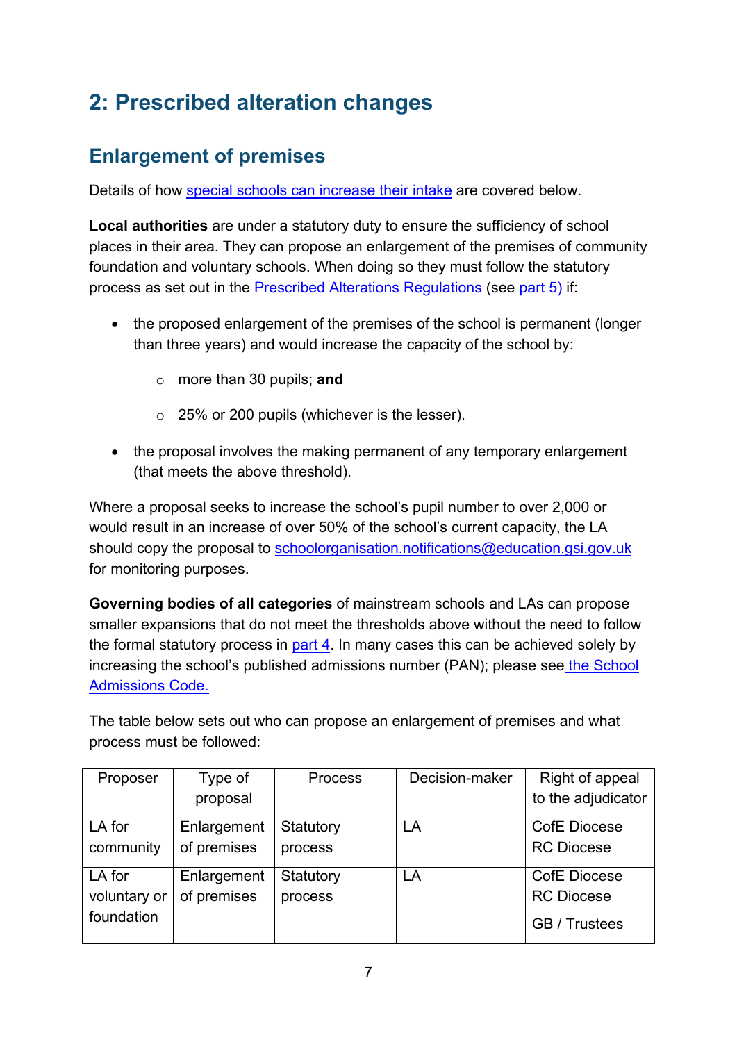# 2: Prescribed alteration changes

## Enlargement of premises

Details of how [special schools can increase their intake]() are covered below.

**Local authorities** are under a statutory duty to ensure the sufficiency of school places in their area. They can propose an enlargement of the premises of community foundation and voluntary schools. When doing so they must follow the statutory process as set out in the [Prescribed Alterations Regulations]() (see [part 5)]() if:

- the proposed enlargement of the premises of the school is permanent (longer than three years) and would increase the capacity of the school by:
  - more than 30 pupils; **and**
  - 25% or 200 pupils (whichever is the lesser).
- the proposal involves the making permanent of any temporary enlargement (that meets the above threshold).

Where a proposal seeks to increase the school's pupil number to over 2,000 or would result in an increase of over 50% of the school's current capacity, the LA should copy the proposal to [schoolorganisation.notifications@education.gsi.gov.uk]() for monitoring purposes.

**Governing bodies of all categories** of mainstream schools and LAs can propose smaller expansions that do not meet the thresholds above without the need to follow the formal statutory process in [part 4](). In many cases this can be achieved solely by increasing the school's published admissions number (PAN); please see [the School Admissions Code.]()

The table below sets out who can propose an enlargement of premises and what process must be followed:

| Proposer | Type of proposal | Process | Decision-maker | Right of appeal to the adjudicator |
|---|---|---|---|---|
| LA for community | Enlargement of premises | Statutory process | LA | CofE Diocese<br>RC Diocese |
| LA for voluntary or foundation | Enlargement of premises | Statutory process | LA | CofE Diocese<br>RC Diocese<br>GB / Trustees |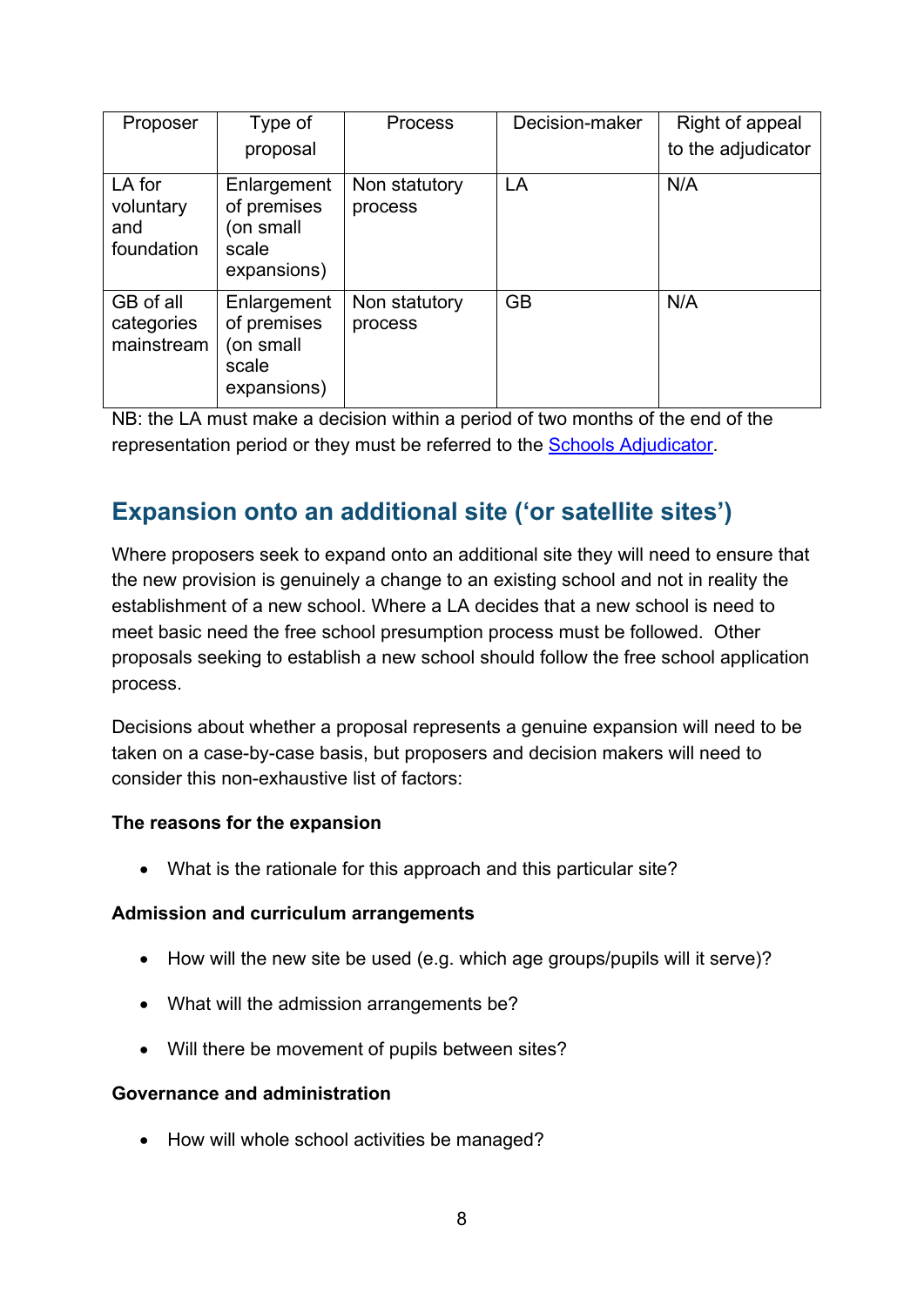| Proposer | Type of proposal | Process | Decision-maker | Right of appeal to the adjudicator |
|---|---|---|---|---|
| LA for voluntary and foundation | Enlargement of premises (on small scale expansions) | Non statutory process | LA | N/A |
| GB of all categories mainstream | Enlargement of premises (on small scale expansions) | Non statutory process | GB | N/A |

NB: the LA must make a decision within a period of two months of the end of the representation period or they must be referred to the Schools Adjudicator.

## Expansion onto an additional site ('or satellite sites')

Where proposers seek to expand onto an additional site they will need to ensure that the new provision is genuinely a change to an existing school and not in reality the establishment of a new school. Where a LA decides that a new school is need to meet basic need the free school presumption process must be followed. Other proposals seeking to establish a new school should follow the free school application process.

Decisions about whether a proposal represents a genuine expansion will need to be taken on a case-by-case basis, but proposers and decision makers will need to consider this non-exhaustive list of factors:

**The reasons for the expansion**

- What is the rationale for this approach and this particular site?

**Admission and curriculum arrangements**

- How will the new site be used (e.g. which age groups/pupils will it serve)?
- What will the admission arrangements be?
- Will there be movement of pupils between sites?

**Governance and administration**

- How will whole school activities be managed?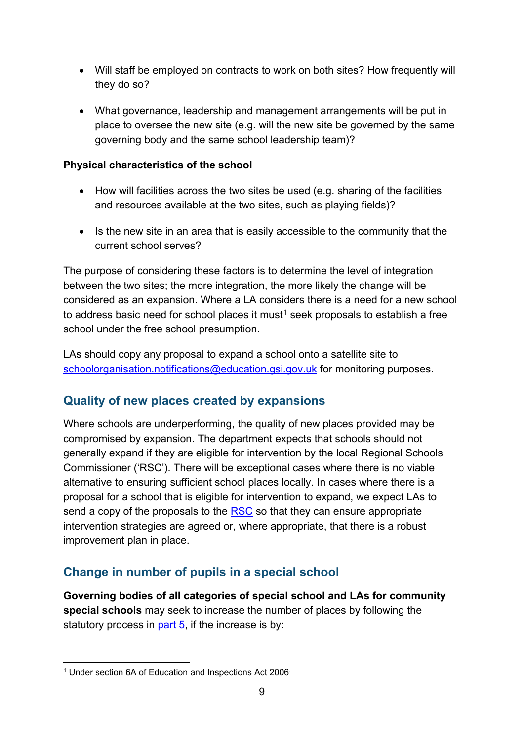- Will staff be employed on contracts to work on both sites? How frequently will they do so?
- What governance, leadership and management arrangements will be put in place to oversee the new site (e.g. will the new site be governed by the same governing body and the same school leadership team)?

**Physical characteristics of the school**

- How will facilities across the two sites be used (e.g. sharing of the facilities and resources available at the two sites, such as playing fields)?
- Is the new site in an area that is easily accessible to the community that the current school serves?

The purpose of considering these factors is to determine the level of integration between the two sites; the more integration, the more likely the change will be considered as an expansion. Where a LA considers there is a need for a new school to address basic need for school places it must[1] seek proposals to establish a free school under the free school presumption.

LAs should copy any proposal to expand a school onto a satellite site to schoolorganisation.notifications@education.gsi.gov.uk for monitoring purposes.

## Quality of new places created by expansions

Where schools are underperforming, the quality of new places provided may be compromised by expansion. The department expects that schools should not generally expand if they are eligible for intervention by the local Regional Schools Commissioner ('RSC'). There will be exceptional cases where there is no viable alternative to ensuring sufficient school places locally. In cases where there is a proposal for a school that is eligible for intervention to expand, we expect LAs to send a copy of the proposals to the RSC so that they can ensure appropriate intervention strategies are agreed or, where appropriate, that there is a robust improvement plan in place.

## Change in number of pupils in a special school

**Governing bodies of all categories of special school and LAs for community special schools** may seek to increase the number of places by following the statutory process in part 5, if the increase is by:

[1] Under section 6A of Education and Inspections Act 2006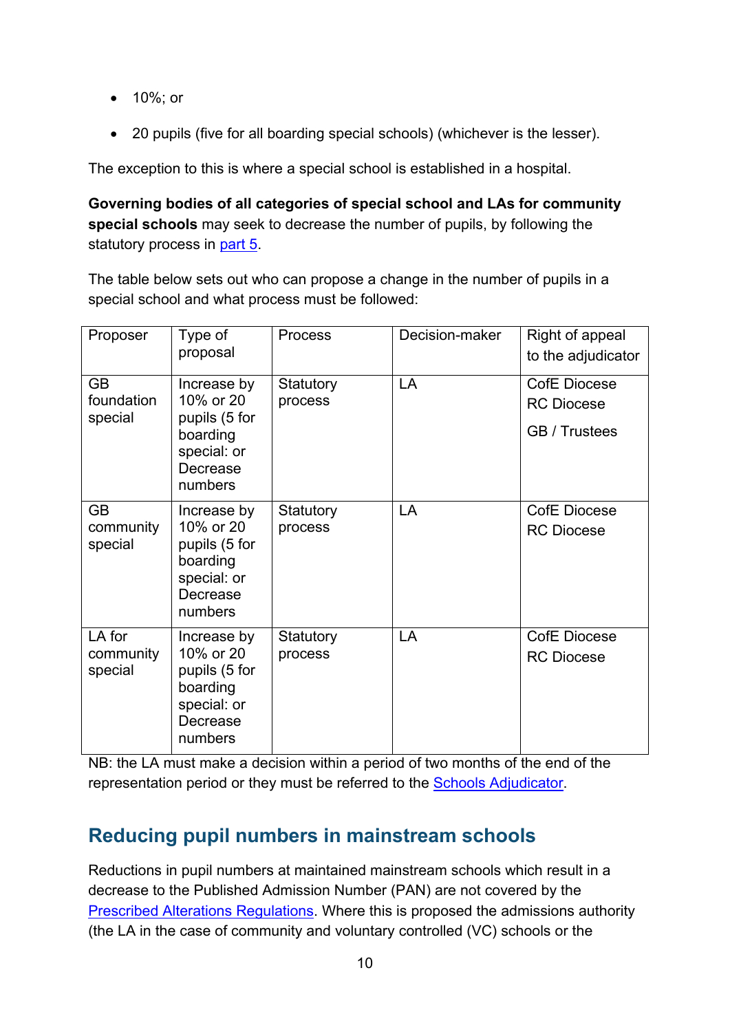- 10%; or
- 20 pupils (five for all boarding special schools) (whichever is the lesser).

The exception to this is where a special school is established in a hospital.

**Governing bodies of all categories of special school and LAs for community special schools** may seek to decrease the number of pupils, by following the statutory process in part 5.

The table below sets out who can propose a change in the number of pupils in a special school and what process must be followed:

| Proposer | Type of proposal | Process | Decision-maker | Right of appeal to the adjudicator |
|---|---|---|---|---|
| GB foundation special | Increase by 10% or 20 pupils (5 for boarding special: or Decrease numbers | Statutory process | LA | CofE Diocese<br>RC Diocese<br>GB / Trustees |
| GB community special | Increase by 10% or 20 pupils (5 for boarding special: or Decrease numbers | Statutory process | LA | CofE Diocese<br>RC Diocese |
| LA for community special | Increase by 10% or 20 pupils (5 for boarding special: or Decrease numbers | Statutory process | LA | CofE Diocese<br>RC Diocese |

NB: the LA must make a decision within a period of two months of the end of the representation period or they must be referred to the Schools Adjudicator.

## Reducing pupil numbers in mainstream schools

Reductions in pupil numbers at maintained mainstream schools which result in a decrease to the Published Admission Number (PAN) are not covered by the Prescribed Alterations Regulations. Where this is proposed the admissions authority (the LA in the case of community and voluntary controlled (VC) schools or the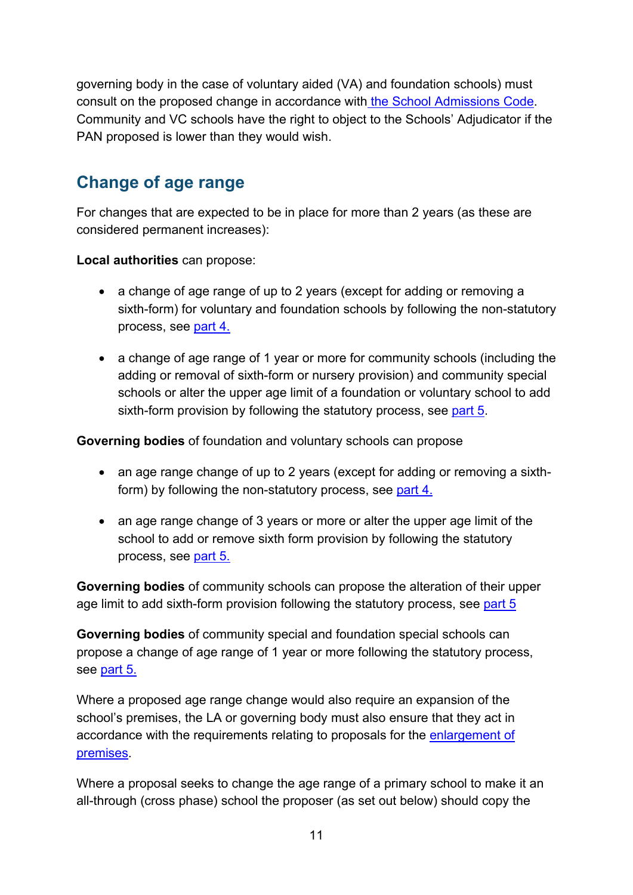governing body in the case of voluntary aided (VA) and foundation schools) must consult on the proposed change in accordance with the School Admissions Code. Community and VC schools have the right to object to the Schools' Adjudicator if the PAN proposed is lower than they would wish.

## Change of age range

For changes that are expected to be in place for more than 2 years (as these are considered permanent increases):

**Local authorities** can propose:

- a change of age range of up to 2 years (except for adding or removing a sixth-form) for voluntary and foundation schools by following the non-statutory process, see part 4.
- a change of age range of 1 year or more for community schools (including the adding or removal of sixth-form or nursery provision) and community special schools or alter the upper age limit of a foundation or voluntary school to add sixth-form provision by following the statutory process, see part 5.

**Governing bodies** of foundation and voluntary schools can propose

- an age range change of up to 2 years (except for adding or removing a sixth-form) by following the non-statutory process, see part 4.
- an age range change of 3 years or more or alter the upper age limit of the school to add or remove sixth form provision by following the statutory process, see part 5.

**Governing bodies** of community schools can propose the alteration of their upper age limit to add sixth-form provision following the statutory process, see part 5

**Governing bodies** of community special and foundation special schools can propose a change of age range of 1 year or more following the statutory process, see part 5.

Where a proposed age range change would also require an expansion of the school's premises, the LA or governing body must also ensure that they act in accordance with the requirements relating to proposals for the enlargement of premises.

Where a proposal seeks to change the age range of a primary school to make it an all-through (cross phase) school the proposer (as set out below) should copy the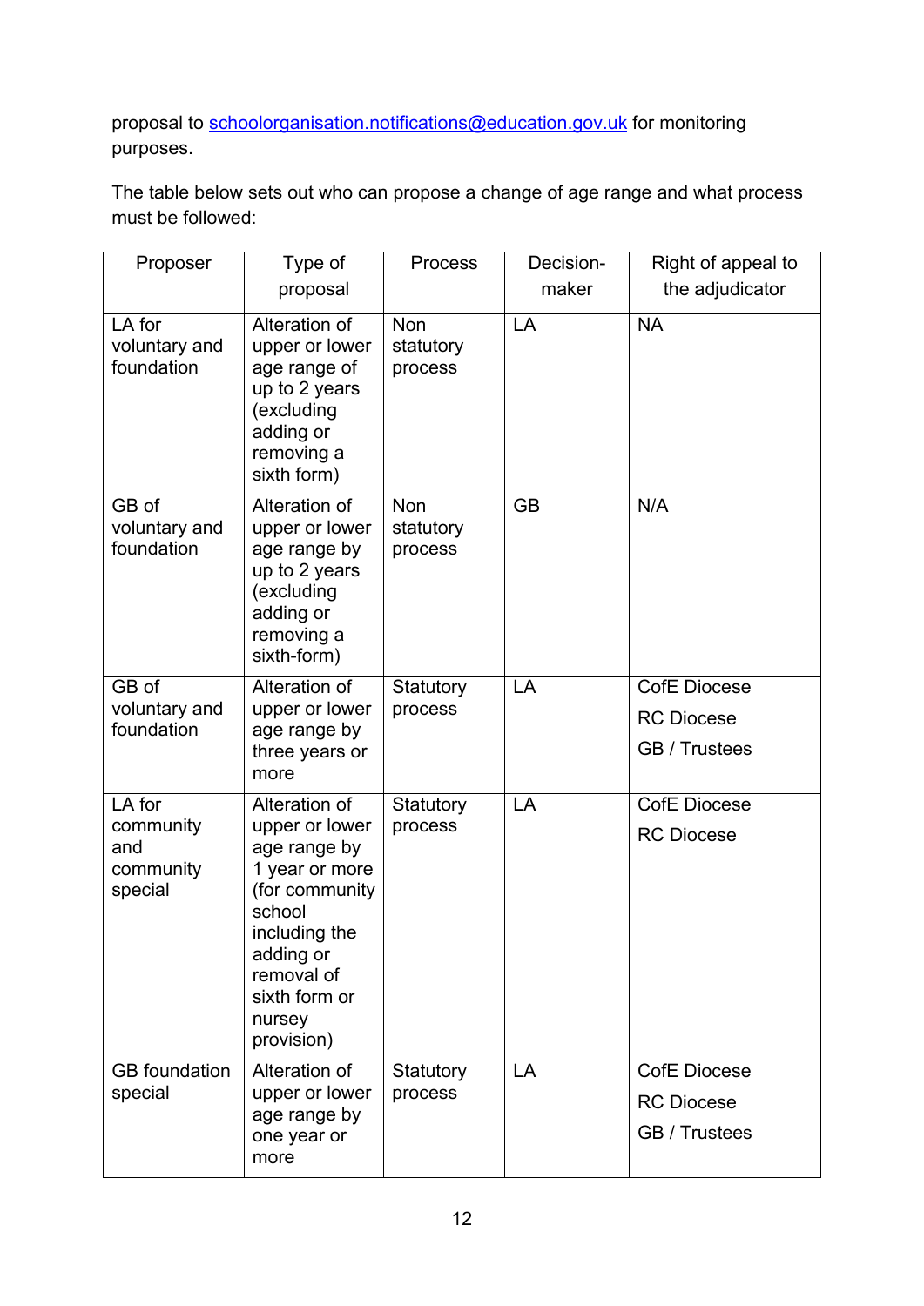proposal to [schoolorganisation.notifications@education.gov.uk](mailto:schoolorganisation.notifications@education.gov.uk) for monitoring purposes.

The table below sets out who can propose a change of age range and what process must be followed:

| Proposer | Type of proposal | Process | Decision-maker | Right of appeal to the adjudicator |
|---|---|---|---|---|
| LA for voluntary and foundation | Alteration of upper or lower age range of up to 2 years (excluding adding or removing a sixth form) | Non statutory process | LA | NA |
| GB of voluntary and foundation | Alteration of upper or lower age range by up to 2 years (excluding adding or removing a sixth-form) | Non statutory process | GB | N/A |
| GB of voluntary and foundation | Alteration of upper or lower age range by three years or more | Statutory process | LA | CofE Diocese<br>RC Diocese<br>GB / Trustees |
| LA for community and community special | Alteration of upper or lower age range by 1 year or more (for community school including the adding or removal of sixth form or nursey provision) | Statutory process | LA | CofE Diocese<br>RC Diocese |
| GB foundation special | Alteration of upper or lower age range by one year or more | Statutory process | LA | CofE Diocese<br>RC Diocese<br>GB / Trustees |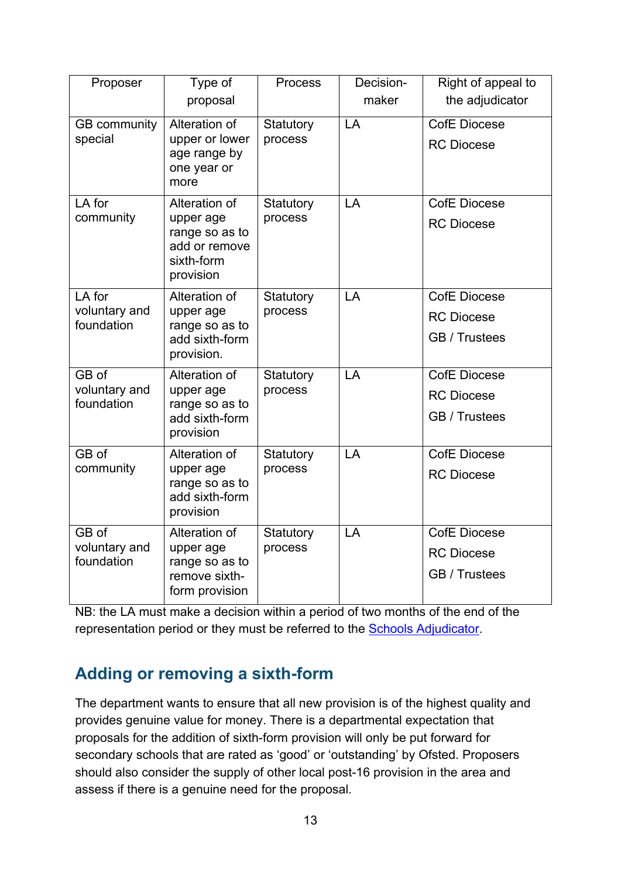| Proposer | Type of proposal | Process | Decision-maker | Right of appeal to the adjudicator |
|---|---|---|---|---|
| GB community special | Alteration of upper or lower age range by one year or more | Statutory process | LA | CofE Diocese<br>RC Diocese |
| LA for community | Alteration of upper age range so as to add or remove sixth-form provision | Statutory process | LA | CofE Diocese<br>RC Diocese |
| LA for voluntary and foundation | Alteration of upper age range so as to add sixth-form provision. | Statutory process | LA | CofE Diocese<br>RC Diocese<br>GB / Trustees |
| GB of voluntary and foundation | Alteration of upper age range so as to add sixth-form provision | Statutory process | LA | CofE Diocese<br>RC Diocese<br>GB / Trustees |
| GB of community | Alteration of upper age range so as to add sixth-form provision | Statutory process | LA | CofE Diocese<br>RC Diocese |
| GB of voluntary and foundation | Alteration of upper age range so as to remove sixth-form provision | Statutory process | LA | CofE Diocese<br>RC Diocese<br>GB / Trustees |

NB: the LA must make a decision within a period of two months of the end of the representation period or they must be referred to the Schools Adjudicator.

## Adding or removing a sixth-form

The department wants to ensure that all new provision is of the highest quality and provides genuine value for money. There is a departmental expectation that proposals for the addition of sixth-form provision will only be put forward for secondary schools that are rated as 'good' or 'outstanding' by Ofsted. Proposers should also consider the supply of other local post-16 provision in the area and assess if there is a genuine need for the proposal.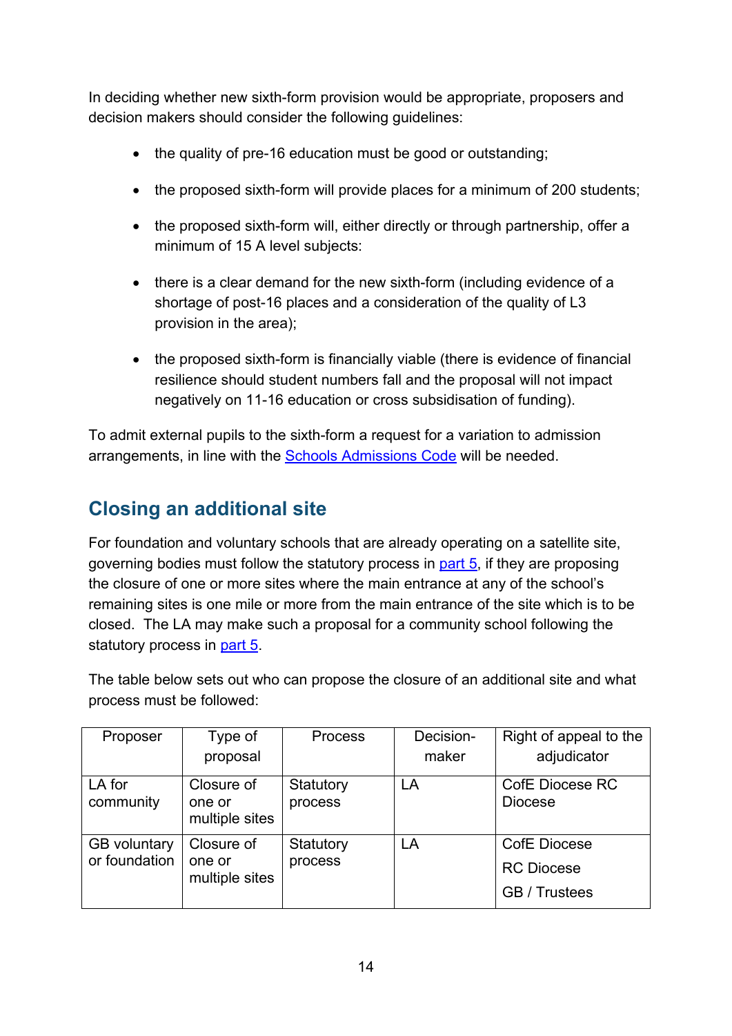In deciding whether new sixth-form provision would be appropriate, proposers and decision makers should consider the following guidelines:

- the quality of pre-16 education must be good or outstanding;
- the proposed sixth-form will provide places for a minimum of 200 students;
- the proposed sixth-form will, either directly or through partnership, offer a minimum of 15 A level subjects:
- there is a clear demand for the new sixth-form (including evidence of a shortage of post-16 places and a consideration of the quality of L3 provision in the area);
- the proposed sixth-form is financially viable (there is evidence of financial resilience should student numbers fall and the proposal will not impact negatively on 11-16 education or cross subsidisation of funding).

To admit external pupils to the sixth-form a request for a variation to admission arrangements, in line with the Schools Admissions Code will be needed.

## Closing an additional site

For foundation and voluntary schools that are already operating on a satellite site, governing bodies must follow the statutory process in part 5, if they are proposing the closure of one or more sites where the main entrance at any of the school's remaining sites is one mile or more from the main entrance of the site which is to be closed. The LA may make such a proposal for a community school following the statutory process in part 5.

The table below sets out who can propose the closure of an additional site and what process must be followed:

| Proposer | Type of proposal | Process | Decision-maker | Right of appeal to the adjudicator |
|---|---|---|---|---|
| LA for community | Closure of one or multiple sites | Statutory process | LA | CofE Diocese RC Diocese |
| GB voluntary or foundation | Closure of one or multiple sites | Statutory process | LA | CofE Diocese<br>RC Diocese<br>GB / Trustees |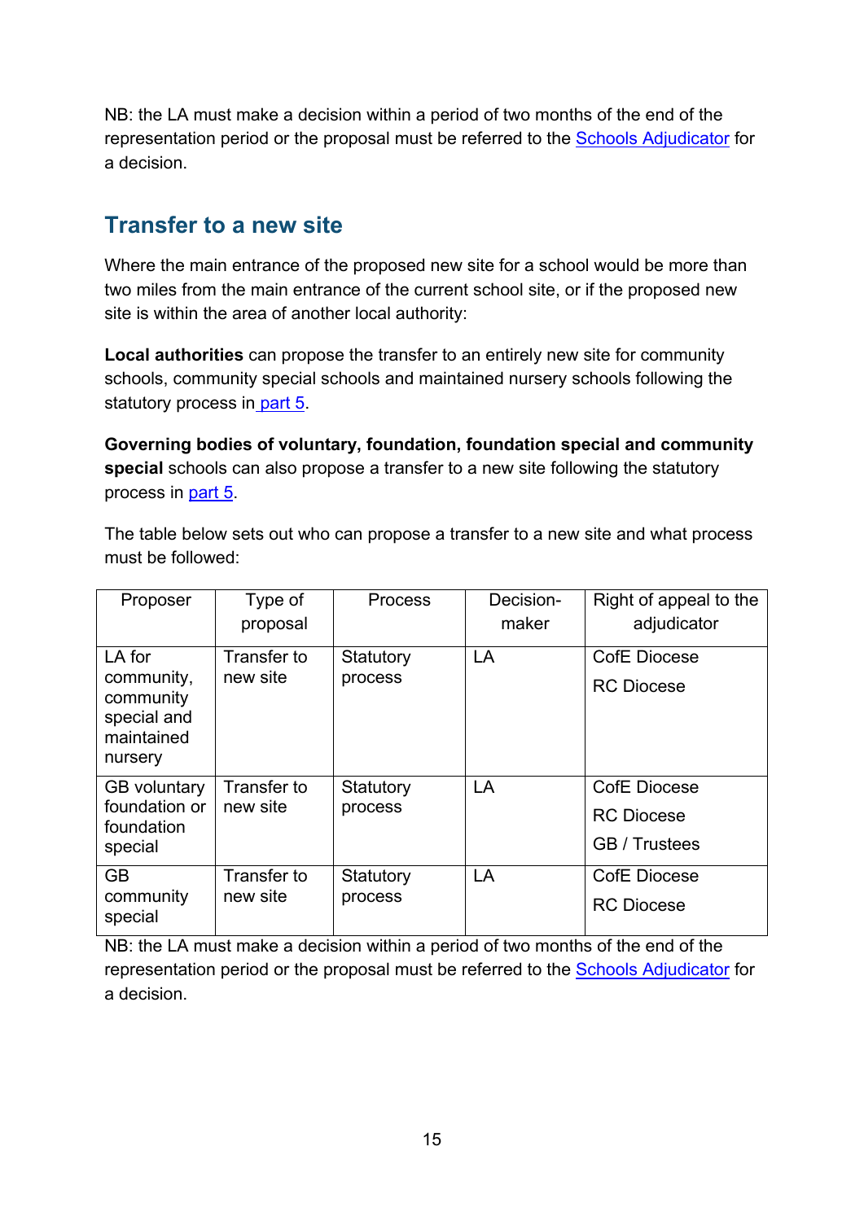NB: the LA must make a decision within a period of two months of the end of the representation period or the proposal must be referred to the [Schools Adjudicator](#) for a decision.

## Transfer to a new site

Where the main entrance of the proposed new site for a school would be more than two miles from the main entrance of the current school site, or if the proposed new site is within the area of another local authority:

**Local authorities** can propose the transfer to an entirely new site for community schools, community special schools and maintained nursery schools following the statutory process in [part 5](#).

**Governing bodies of voluntary, foundation, foundation special and community special** schools can also propose a transfer to a new site following the statutory process in [part 5](#).

The table below sets out who can propose a transfer to a new site and what process must be followed:

| Proposer | Type of proposal | Process | Decision-maker | Right of appeal to the adjudicator |
|---|---|---|---|---|
| LA for community, community special and maintained nursery | Transfer to new site | Statutory process | LA | CofE Diocese<br>RC Diocese |
| GB voluntary foundation or foundation special | Transfer to new site | Statutory process | LA | CofE Diocese<br>RC Diocese<br>GB / Trustees |
| GB community special | Transfer to new site | Statutory process | LA | CofE Diocese<br>RC Diocese |

NB: the LA must make a decision within a period of two months of the end of the representation period or the proposal must be referred to the [Schools Adjudicator](#) for a decision.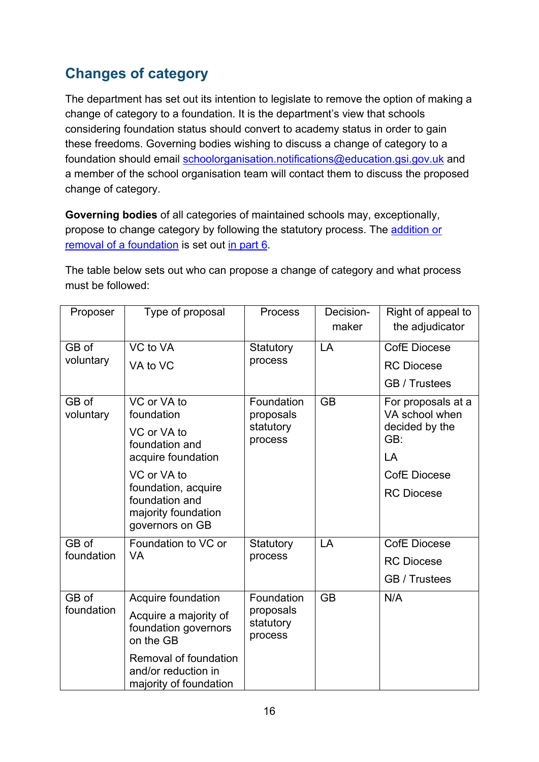## Changes of category

The department has set out its intention to legislate to remove the option of making a change of category to a foundation. It is the department's view that schools considering foundation status should convert to academy status in order to gain these freedoms. Governing bodies wishing to discuss a change of category to a foundation should email [schoolorganisation.notifications@education.gsi.gov.uk](mailto:schoolorganisation.notifications@education.gsi.gov.uk) and a member of the school organisation team will contact them to discuss the proposed change of category.

**Governing bodies** of all categories of maintained schools may, exceptionally, propose to change category by following the statutory process. The addition or removal of a foundation is set out in part 6.

The table below sets out who can propose a change of category and what process must be followed:

| Proposer | Type of proposal | Process | Decision-maker | Right of appeal to the adjudicator |
|---|---|---|---|---|
| GB of voluntary | VC to VA<br>VA to VC | Statutory process | LA | CofE Diocese<br>RC Diocese<br>GB / Trustees |
| GB of voluntary | VC or VA to foundation<br>VC or VA to foundation and acquire foundation<br>VC or VA to foundation, acquire foundation and majority foundation governors on GB | Foundation proposals statutory process | GB | For proposals at a VA school when decided by the GB:<br>LA<br>CofE Diocese<br>RC Diocese |
| GB of foundation | Foundation to VC or VA | Statutory process | LA | CofE Diocese<br>RC Diocese<br>GB / Trustees |
| GB of foundation | Acquire foundation<br>Acquire a majority of foundation governors on the GB<br>Removal of foundation and/or reduction in majority of foundation | Foundation proposals statutory process | GB | N/A |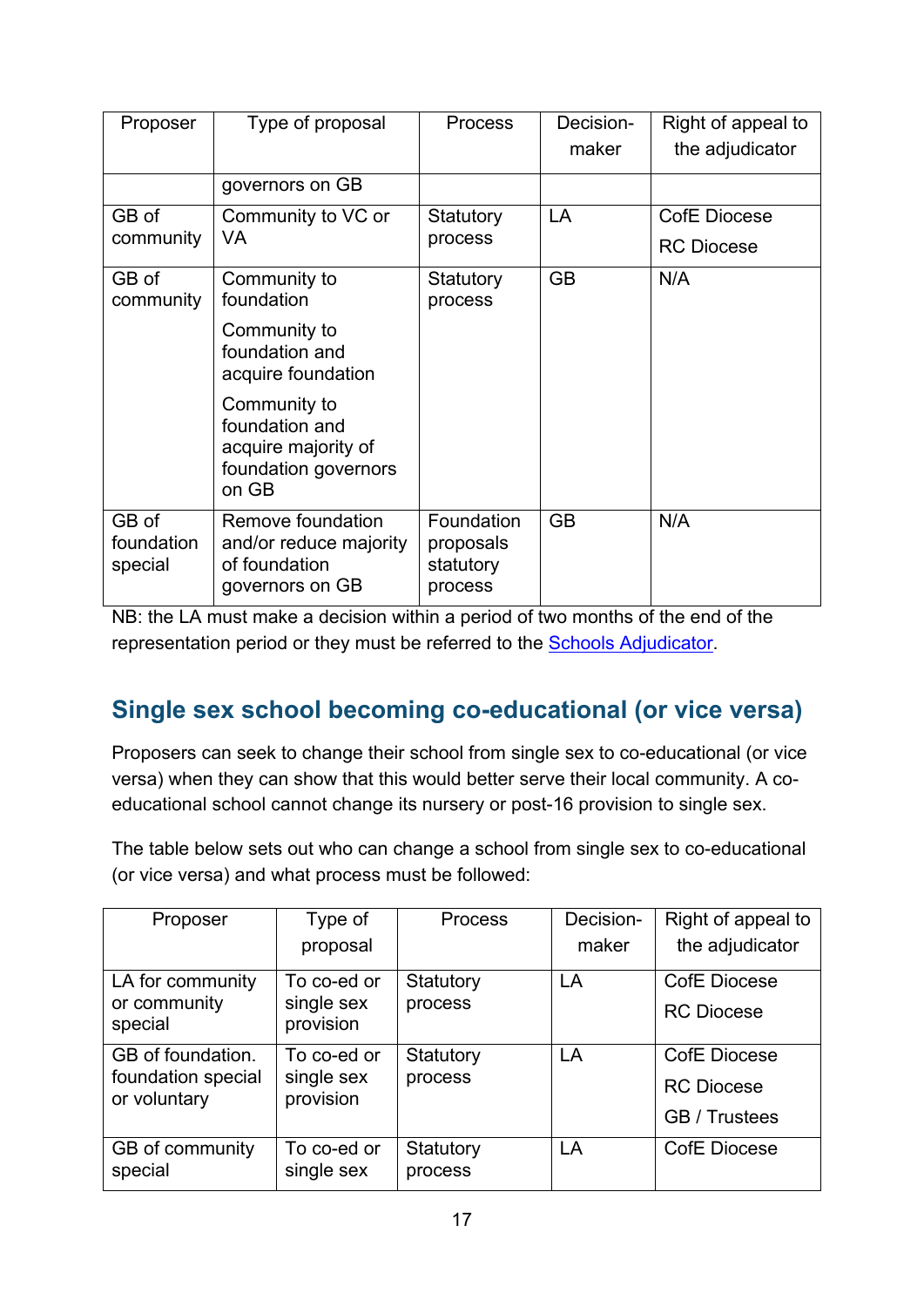| Proposer | Type of proposal | Process | Decision-maker | Right of appeal to the adjudicator |
|---|---|---|---|---|
| | governors on GB | | | |
| GB of community | Community to VC or VA | Statutory process | LA | CofE Diocese<br>RC Diocese |
| GB of community | Community to foundation<br>Community to foundation and acquire foundation<br>Community to foundation and acquire majority of foundation governors on GB | Statutory process | GB | N/A |
| GB of foundation special | Remove foundation and/or reduce majority of foundation governors on GB | Foundation proposals statutory process | GB | N/A |

NB: the LA must make a decision within a period of two months of the end of the representation period or they must be referred to the Schools Adjudicator.

## Single sex school becoming co-educational (or vice versa)

Proposers can seek to change their school from single sex to co-educational (or vice versa) when they can show that this would better serve their local community. A co-educational school cannot change its nursery or post-16 provision to single sex.

The table below sets out who can change a school from single sex to co-educational (or vice versa) and what process must be followed:

| Proposer | Type of proposal | Process | Decision-maker | Right of appeal to the adjudicator |
|---|---|---|---|---|
| LA for community or community special | To co-ed or single sex provision | Statutory process | LA | CofE Diocese<br>RC Diocese |
| GB of foundation. foundation special or voluntary | To co-ed or single sex provision | Statutory process | LA | CofE Diocese<br>RC Diocese<br>GB / Trustees |
| GB of community special | To co-ed or single sex | Statutory process | LA | CofE Diocese |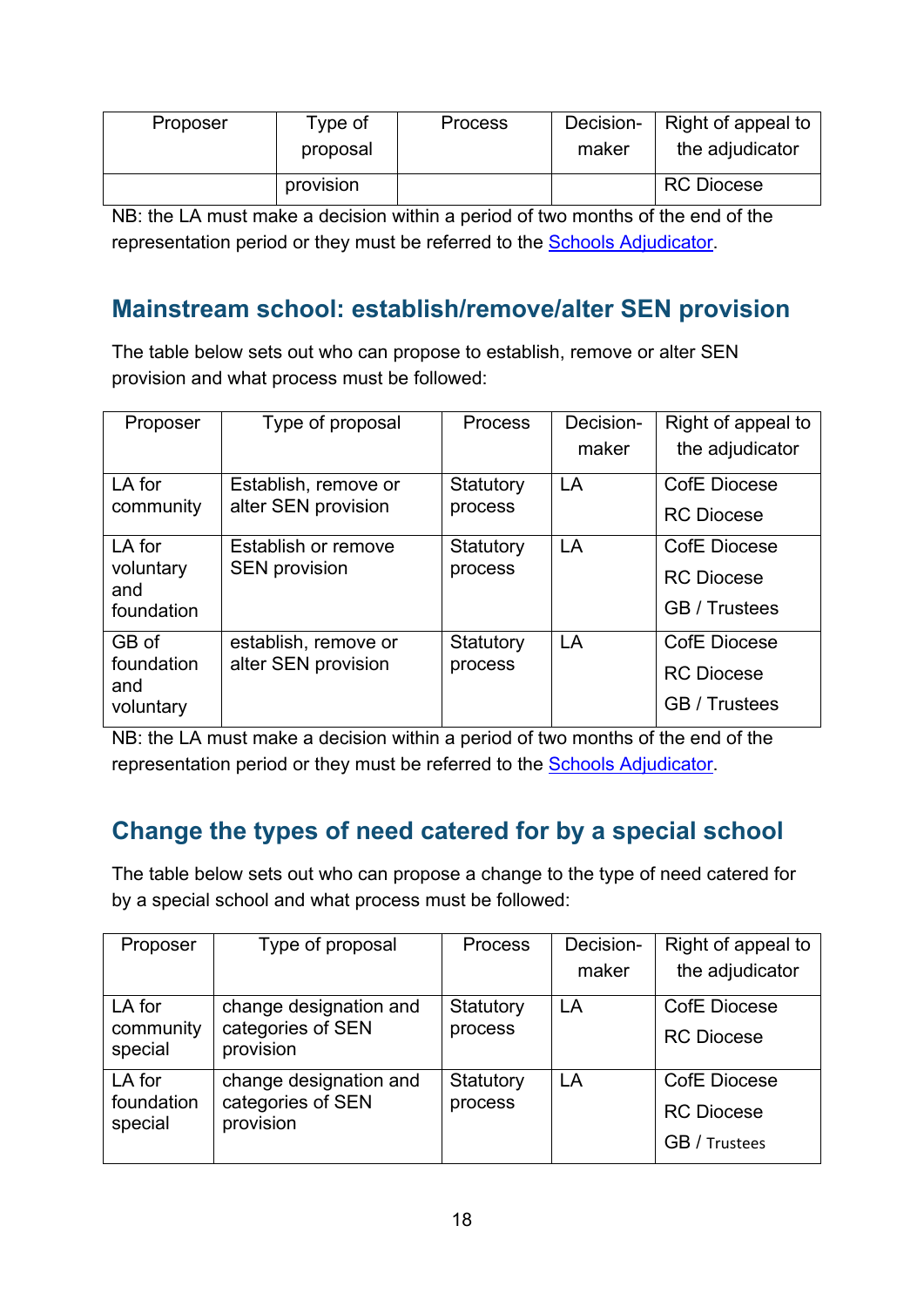| Proposer | Type of proposal | Process | Decision-maker | Right of appeal to the adjudicator |
|---|---|---|---|---|
| | provision | | | RC Diocese |

NB: the LA must make a decision within a period of two months of the end of the representation period or they must be referred to the [Schools Adjudicator](#).

## Mainstream school: establish/remove/alter SEN provision

The table below sets out who can propose to establish, remove or alter SEN provision and what process must be followed:

| Proposer | Type of proposal | Process | Decision-maker | Right of appeal to the adjudicator |
|---|---|---|---|---|
| LA for community | Establish, remove or alter SEN provision | Statutory process | LA | CofE Diocese<br>RC Diocese |
| LA for voluntary and foundation | Establish or remove SEN provision | Statutory process | LA | CofE Diocese<br>RC Diocese<br>GB / Trustees |
| GB of foundation and voluntary | establish, remove or alter SEN provision | Statutory process | LA | CofE Diocese<br>RC Diocese<br>GB / Trustees |

NB: the LA must make a decision within a period of two months of the end of the representation period or they must be referred to the [Schools Adjudicator](#).

## Change the types of need catered for by a special school

The table below sets out who can propose a change to the type of need catered for by a special school and what process must be followed:

| Proposer | Type of proposal | Process | Decision-maker | Right of appeal to the adjudicator |
|---|---|---|---|---|
| LA for community special | change designation and categories of SEN provision | Statutory process | LA | CofE Diocese<br>RC Diocese |
| LA for foundation special | change designation and categories of SEN provision | Statutory process | LA | CofE Diocese<br>RC Diocese<br>GB / Trustees |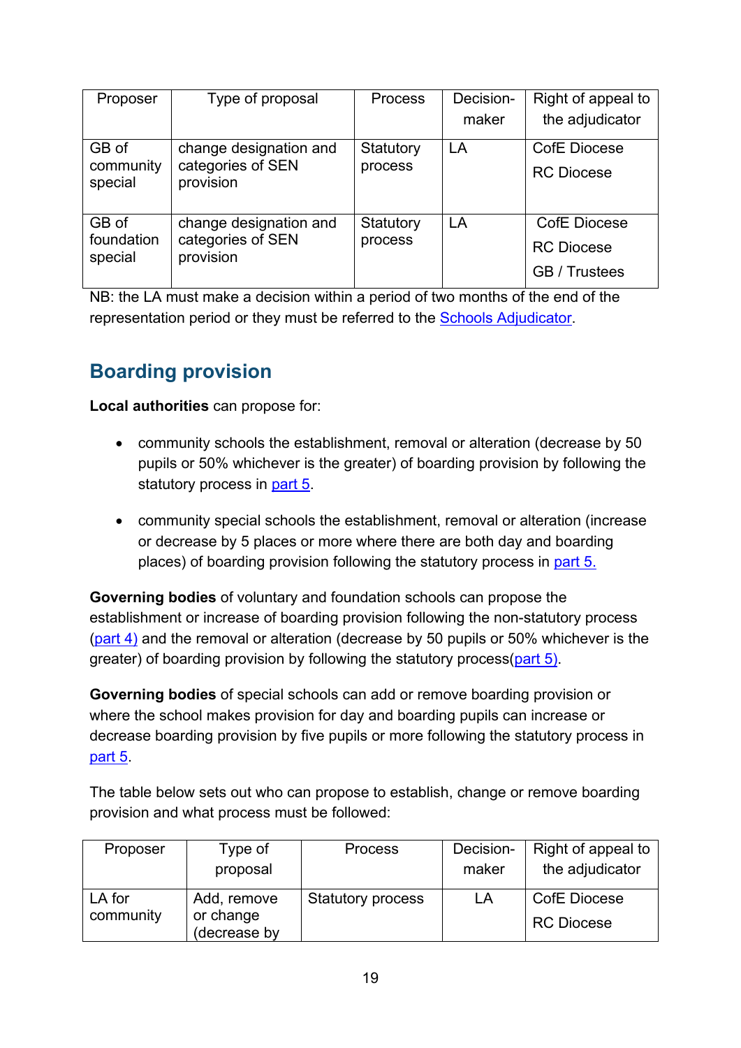| Proposer | Type of proposal | Process | Decision-maker | Right of appeal to the adjudicator |
|---|---|---|---|---|
| GB of community special | change designation and categories of SEN provision | Statutory process | LA | CofE Diocese<br>RC Diocese |
| GB of foundation special | change designation and categories of SEN provision | Statutory process | LA | CofE Diocese<br>RC Diocese<br>GB / Trustees |

NB: the LA must make a decision within a period of two months of the end of the representation period or they must be referred to the Schools Adjudicator.

## Boarding provision

**Local authorities** can propose for:

- community schools the establishment, removal or alteration (decrease by 50 pupils or 50% whichever is the greater) of boarding provision by following the statutory process in part 5.
- community special schools the establishment, removal or alteration (increase or decrease by 5 places or more where there are both day and boarding places) of boarding provision following the statutory process in part 5.

**Governing bodies** of voluntary and foundation schools can propose the establishment or increase of boarding provision following the non-statutory process (part 4) and the removal or alteration (decrease by 50 pupils or 50% whichever is the greater) of boarding provision by following the statutory process(part 5).

**Governing bodies** of special schools can add or remove boarding provision or where the school makes provision for day and boarding pupils can increase or decrease boarding provision by five pupils or more following the statutory process in part 5.

The table below sets out who can propose to establish, change or remove boarding provision and what process must be followed:

| Proposer | Type of proposal | Process | Decision-maker | Right of appeal to the adjudicator |
|---|---|---|---|---|
| LA for community | Add, remove or change (decrease by | Statutory process | LA | CofE Diocese<br>RC Diocese |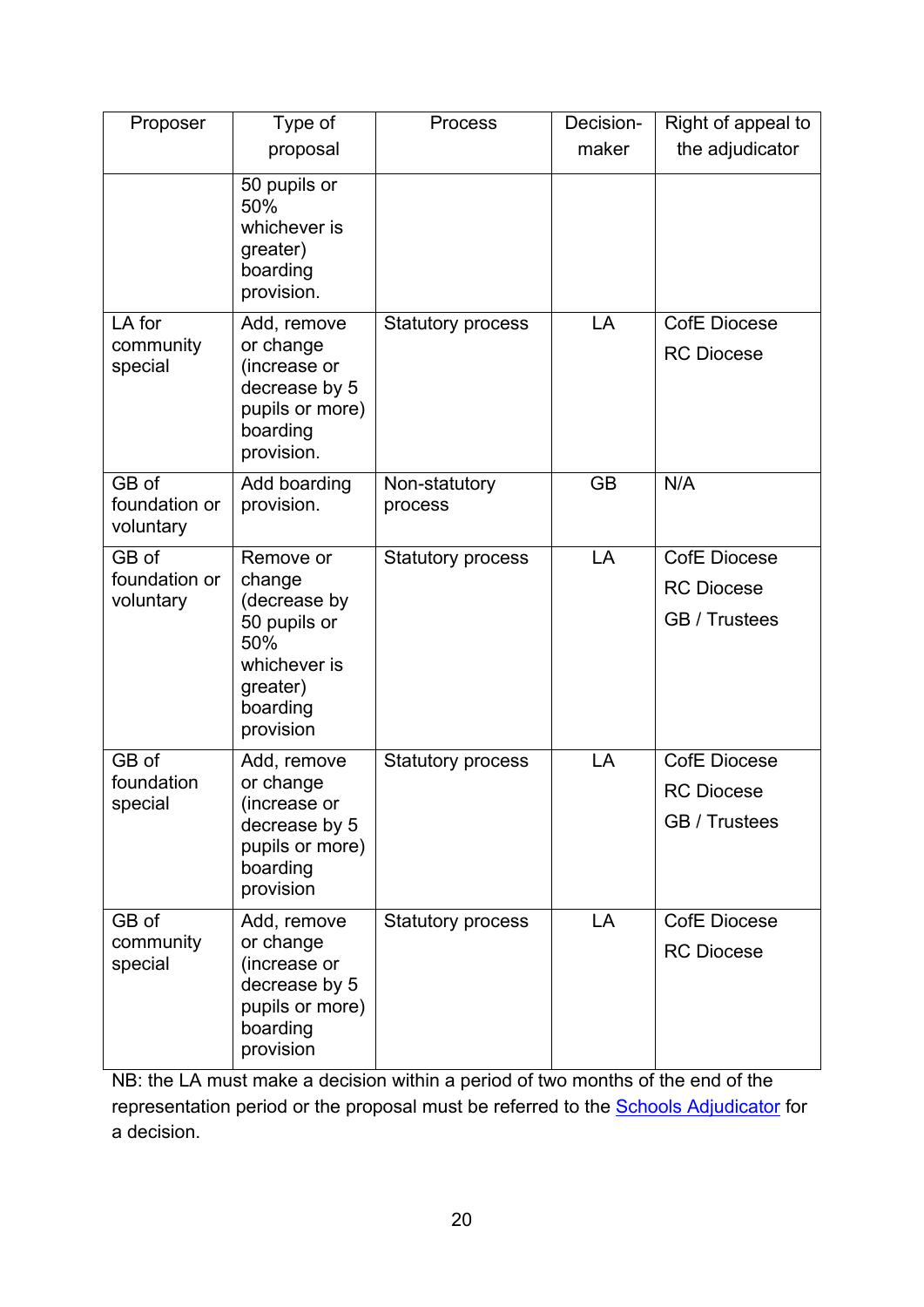| Proposer | Type of proposal | Process | Decision-maker | Right of appeal to the adjudicator |
|---|---|---|---|---|
| | 50 pupils or 50% whichever is greater) boarding provision. | | | |
| LA for community special | Add, remove or change (increase or decrease by 5 pupils or more) boarding provision. | Statutory process | LA | CofE Diocese<br>RC Diocese |
| GB of foundation or voluntary | Add boarding provision. | Non-statutory process | GB | N/A |
| GB of foundation or voluntary | Remove or change (decrease by 50 pupils or 50% whichever is greater) boarding provision | Statutory process | LA | CofE Diocese<br>RC Diocese<br>GB / Trustees |
| GB of foundation special | Add, remove or change (increase or decrease by 5 pupils or more) boarding provision | Statutory process | LA | CofE Diocese<br>RC Diocese<br>GB / Trustees |
| GB of community special | Add, remove or change (increase or decrease by 5 pupils or more) boarding provision | Statutory process | LA | CofE Diocese<br>RC Diocese |

NB: the LA must make a decision within a period of two months of the end of the representation period or the proposal must be referred to the Schools Adjudicator for a decision.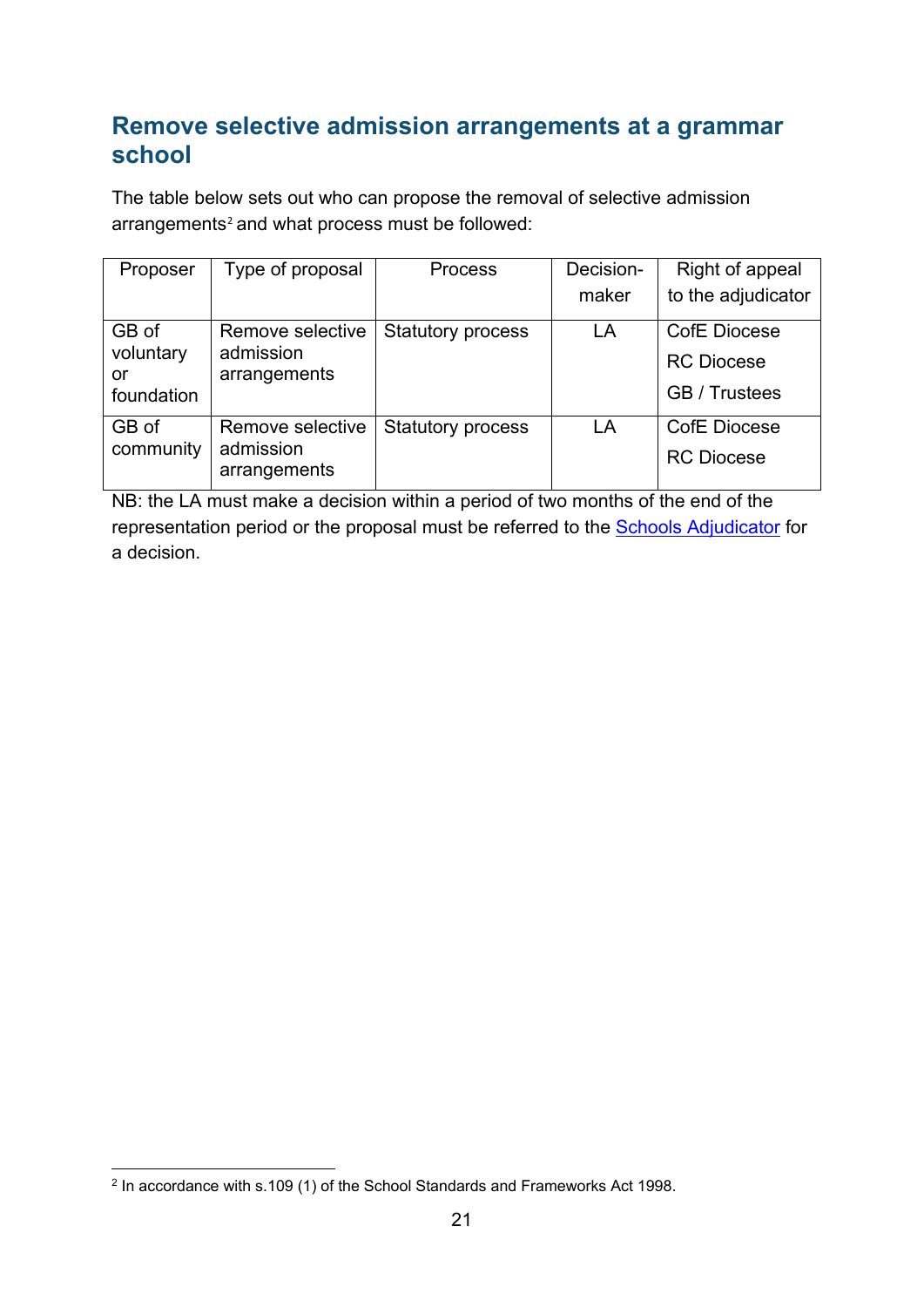## Remove selective admission arrangements at a grammar school

The table below sets out who can propose the removal of selective admission arrangements[2] and what process must be followed:

| Proposer | Type of proposal | Process | Decision-maker | Right of appeal to the adjudicator |
|---|---|---|---|---|
| GB of voluntary or foundation | Remove selective admission arrangements | Statutory process | LA | CofE Diocese<br>RC Diocese<br>GB / Trustees |
| GB of community | Remove selective admission arrangements | Statutory process | LA | CofE Diocese<br>RC Diocese |

NB: the LA must make a decision within a period of two months of the end of the representation period or the proposal must be referred to the Schools Adjudicator for a decision.

[2] In accordance with s.109 (1) of the School Standards and Frameworks Act 1998.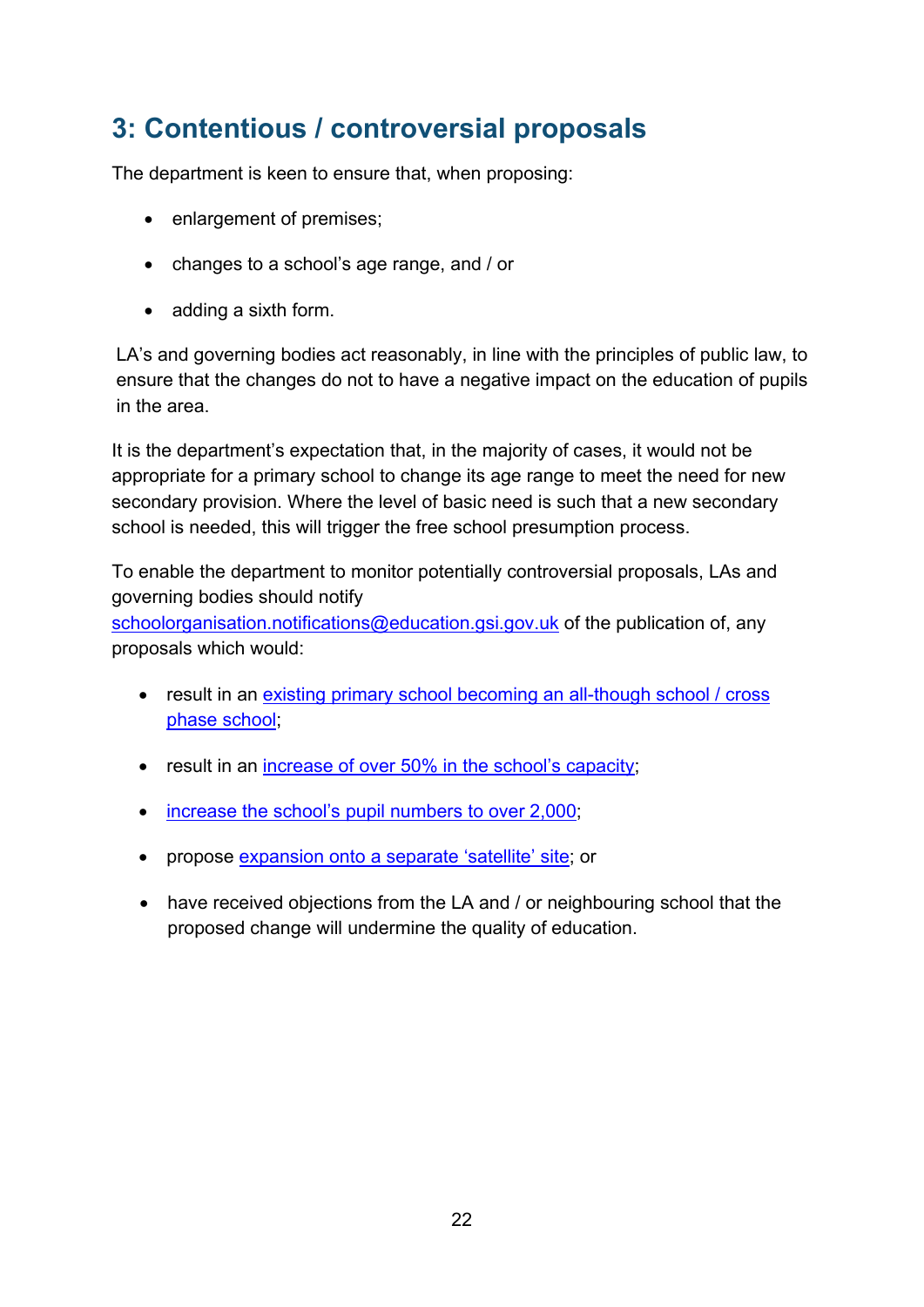## 3: Contentious / controversial proposals

The department is keen to ensure that, when proposing:

- enlargement of premises;
- changes to a school's age range, and / or
- adding a sixth form.

LA's and governing bodies act reasonably, in line with the principles of public law, to ensure that the changes do not to have a negative impact on the education of pupils in the area.

It is the department's expectation that, in the majority of cases, it would not be appropriate for a primary school to change its age range to meet the need for new secondary provision. Where the level of basic need is such that a new secondary school is needed, this will trigger the free school presumption process.

To enable the department to monitor potentially controversial proposals, LAs and governing bodies should notify schoolorganisation.notifications@education.gsi.gov.uk of the publication of, any proposals which would:

- result in an existing primary school becoming an all-though school / cross phase school;
- result in an increase of over 50% in the school's capacity;
- increase the school's pupil numbers to over 2,000;
- propose expansion onto a separate 'satellite' site; or
- have received objections from the LA and / or neighbouring school that the proposed change will undermine the quality of education.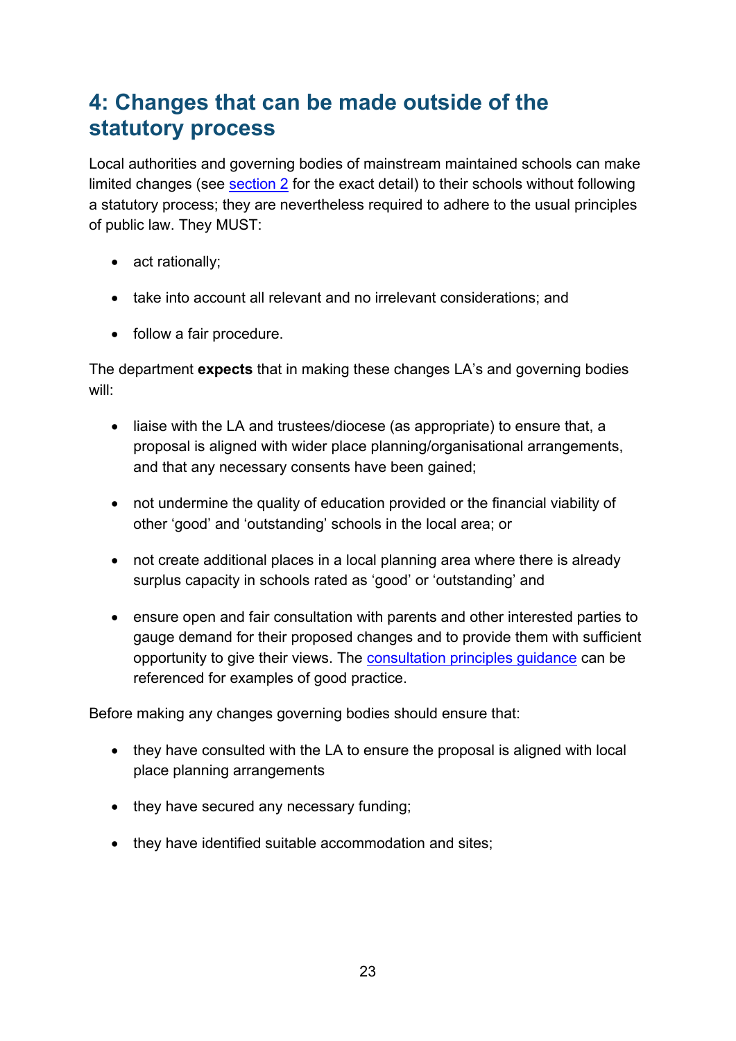## 4: Changes that can be made outside of the statutory process

Local authorities and governing bodies of mainstream maintained schools can make limited changes (see section 2 for the exact detail) to their schools without following a statutory process; they are nevertheless required to adhere to the usual principles of public law. They MUST:

- act rationally;
- take into account all relevant and no irrelevant considerations; and
- follow a fair procedure.

The department **expects** that in making these changes LA's and governing bodies will:

- liaise with the LA and trustees/diocese (as appropriate) to ensure that, a proposal is aligned with wider place planning/organisational arrangements, and that any necessary consents have been gained;
- not undermine the quality of education provided or the financial viability of other 'good' and 'outstanding' schools in the local area; or
- not create additional places in a local planning area where there is already surplus capacity in schools rated as 'good' or 'outstanding' and
- ensure open and fair consultation with parents and other interested parties to gauge demand for their proposed changes and to provide them with sufficient opportunity to give their views. The consultation principles guidance can be referenced for examples of good practice.

Before making any changes governing bodies should ensure that:

- they have consulted with the LA to ensure the proposal is aligned with local place planning arrangements
- they have secured any necessary funding;
- they have identified suitable accommodation and sites;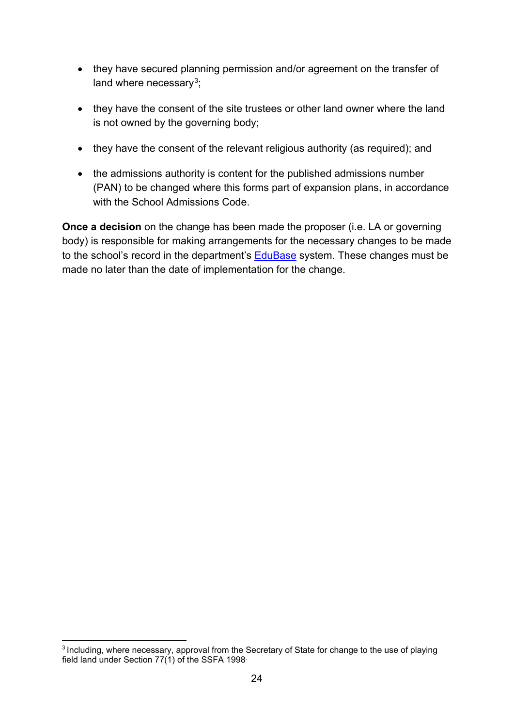- they have secured planning permission and/or agreement on the transfer of land where necessary[3];
- they have the consent of the site trustees or other land owner where the land is not owned by the governing body;
- they have the consent of the relevant religious authority (as required); and
- the admissions authority is content for the published admissions number (PAN) to be changed where this forms part of expansion plans, in accordance with the School Admissions Code.

**Once a decision** on the change has been made the proposer (i.e. LA or governing body) is responsible for making arrangements for the necessary changes to be made to the school's record in the department's [EduBase](https://www.education.gov.uk/edubase) system. These changes must be made no later than the date of implementation for the change.

[3] Including, where necessary, approval from the Secretary of State for change to the use of playing field land under Section 77(1) of the SSFA 1998.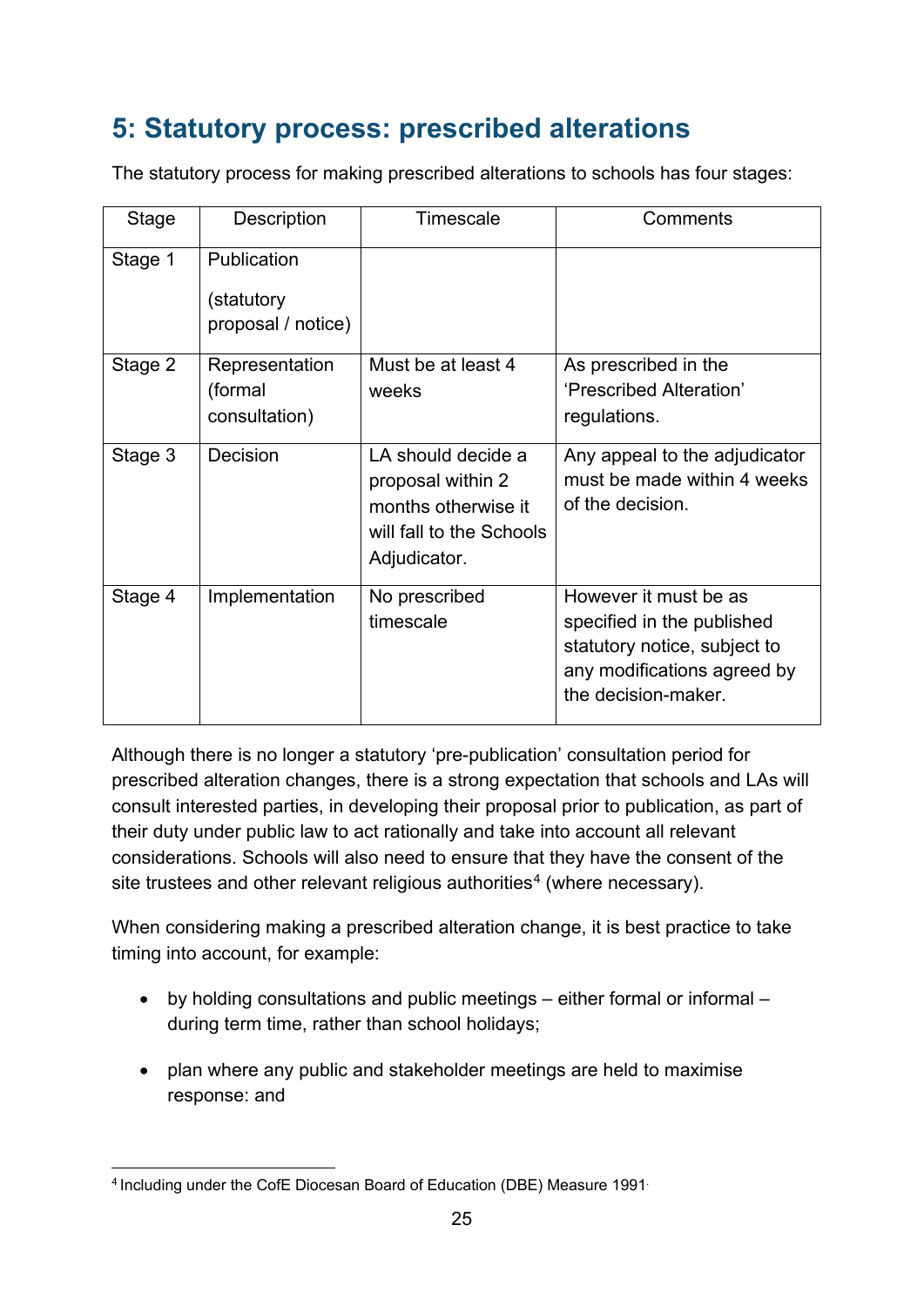# 5: Statutory process: prescribed alterations

The statutory process for making prescribed alterations to schools has four stages:

| Stage | Description | Timescale | Comments |
|---|---|---|---|
| Stage 1 | Publication (statutory proposal / notice) | | |
| Stage 2 | Representation (formal consultation) | Must be at least 4 weeks | As prescribed in the 'Prescribed Alteration' regulations. |
| Stage 3 | Decision | LA should decide a proposal within 2 months otherwise it will fall to the Schools Adjudicator. | Any appeal to the adjudicator must be made within 4 weeks of the decision. |
| Stage 4 | Implementation | No prescribed timescale | However it must be as specified in the published statutory notice, subject to any modifications agreed by the decision-maker. |

Although there is no longer a statutory 'pre-publication' consultation period for prescribed alteration changes, there is a strong expectation that schools and LAs will consult interested parties, in developing their proposal prior to publication, as part of their duty under public law to act rationally and take into account all relevant considerations. Schools will also need to ensure that they have the consent of the site trustees and other relevant religious authorities[4] (where necessary).

When considering making a prescribed alteration change, it is best practice to take timing into account, for example:

- by holding consultations and public meetings – either formal or informal – during term time, rather than school holidays;
- plan where any public and stakeholder meetings are held to maximise response: and

[4] Including under the CofE Diocesan Board of Education (DBE) Measure 1991.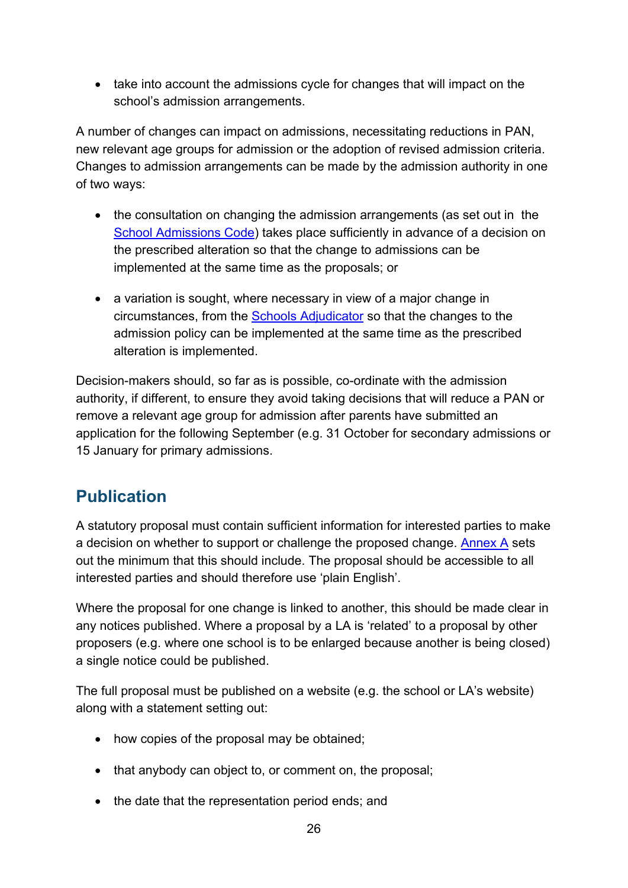- take into account the admissions cycle for changes that will impact on the school's admission arrangements.

A number of changes can impact on admissions, necessitating reductions in PAN, new relevant age groups for admission or the adoption of revised admission criteria. Changes to admission arrangements can be made by the admission authority in one of two ways:

- the consultation on changing the admission arrangements (as set out in the [School Admissions Code](#)) takes place sufficiently in advance of a decision on the prescribed alteration so that the change to admissions can be implemented at the same time as the proposals; or

- a variation is sought, where necessary in view of a major change in circumstances, from the [Schools Adjudicator](#) so that the changes to the admission policy can be implemented at the same time as the prescribed alteration is implemented.

Decision-makers should, so far as is possible, co-ordinate with the admission authority, if different, to ensure they avoid taking decisions that will reduce a PAN or remove a relevant age group for admission after parents have submitted an application for the following September (e.g. 31 October for secondary admissions or 15 January for primary admissions.

## Publication

A statutory proposal must contain sufficient information for interested parties to make a decision on whether to support or challenge the proposed change. [Annex A](#) sets out the minimum that this should include. The proposal should be accessible to all interested parties and should therefore use 'plain English'.

Where the proposal for one change is linked to another, this should be made clear in any notices published. Where a proposal by a LA is 'related' to a proposal by other proposers (e.g. where one school is to be enlarged because another is being closed) a single notice could be published.

The full proposal must be published on a website (e.g. the school or LA's website) along with a statement setting out:

- how copies of the proposal may be obtained;

- that anybody can object to, or comment on, the proposal;

- the date that the representation period ends; and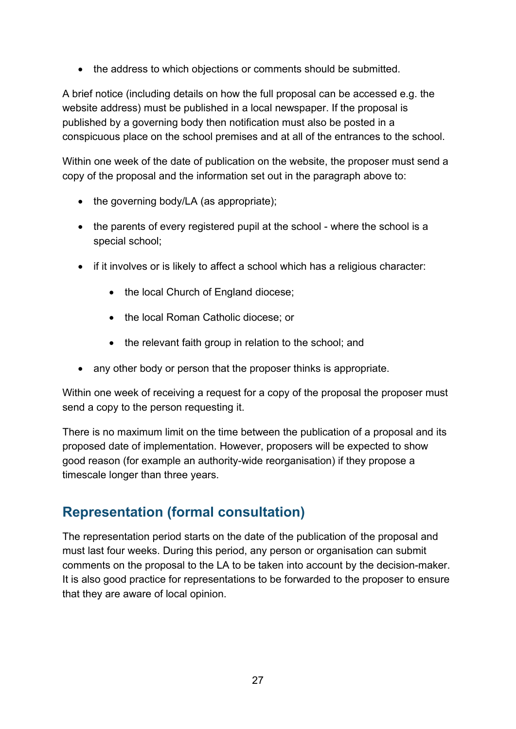- the address to which objections or comments should be submitted.

A brief notice (including details on how the full proposal can be accessed e.g. the website address) must be published in a local newspaper. If the proposal is published by a governing body then notification must also be posted in a conspicuous place on the school premises and at all of the entrances to the school.

Within one week of the date of publication on the website, the proposer must send a copy of the proposal and the information set out in the paragraph above to:

- the governing body/LA (as appropriate);
- the parents of every registered pupil at the school - where the school is a special school;
- if it involves or is likely to affect a school which has a religious character:
    - the local Church of England diocese;
    - the local Roman Catholic diocese; or
    - the relevant faith group in relation to the school; and
- any other body or person that the proposer thinks is appropriate.

Within one week of receiving a request for a copy of the proposal the proposer must send a copy to the person requesting it.

There is no maximum limit on the time between the publication of a proposal and its proposed date of implementation. However, proposers will be expected to show good reason (for example an authority-wide reorganisation) if they propose a timescale longer than three years.

## Representation (formal consultation)

The representation period starts on the date of the publication of the proposal and must last four weeks. During this period, any person or organisation can submit comments on the proposal to the LA to be taken into account by the decision-maker. It is also good practice for representations to be forwarded to the proposer to ensure that they are aware of local opinion.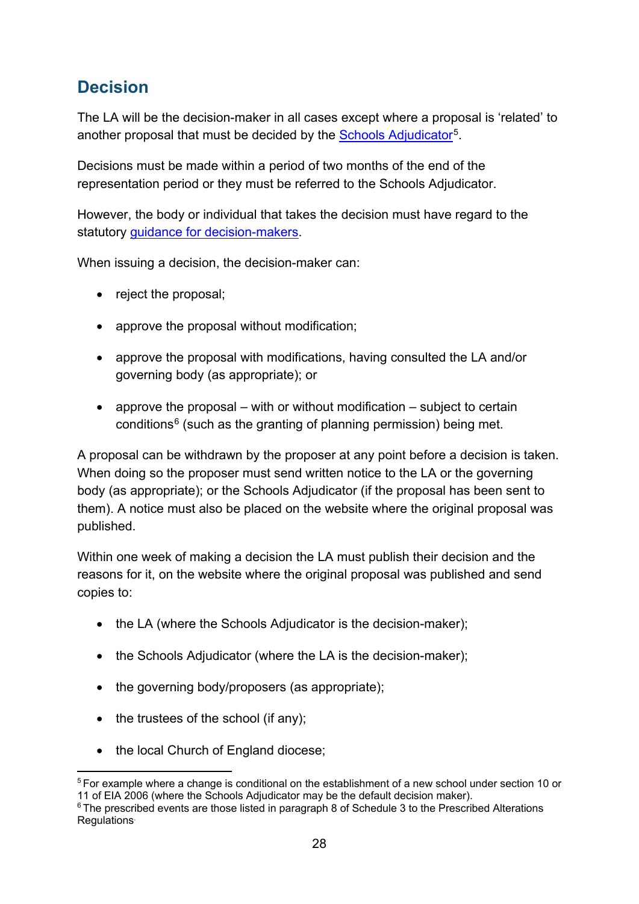## Decision

The LA will be the decision-maker in all cases except where a proposal is 'related' to another proposal that must be decided by the Schools Adjudicator[5].

Decisions must be made within a period of two months of the end of the representation period or they must be referred to the Schools Adjudicator.

However, the body or individual that takes the decision must have regard to the statutory guidance for decision-makers.

When issuing a decision, the decision-maker can:

- reject the proposal;
- approve the proposal without modification;
- approve the proposal with modifications, having consulted the LA and/or governing body (as appropriate); or
- approve the proposal – with or without modification – subject to certain conditions[6] (such as the granting of planning permission) being met.

A proposal can be withdrawn by the proposer at any point before a decision is taken. When doing so the proposer must send written notice to the LA or the governing body (as appropriate); or the Schools Adjudicator (if the proposal has been sent to them). A notice must also be placed on the website where the original proposal was published.

Within one week of making a decision the LA must publish their decision and the reasons for it, on the website where the original proposal was published and send copies to:

- the LA (where the Schools Adjudicator is the decision-maker);
- the Schools Adjudicator (where the LA is the decision-maker);
- the governing body/proposers (as appropriate);
- the trustees of the school (if any);
- the local Church of England diocese;

[5] For example where a change is conditional on the establishment of a new school under section 10 or 11 of EIA 2006 (where the Schools Adjudicator may be the default decision maker).

[6] The prescribed events are those listed in paragraph 8 of Schedule 3 to the Prescribed Alterations Regulations.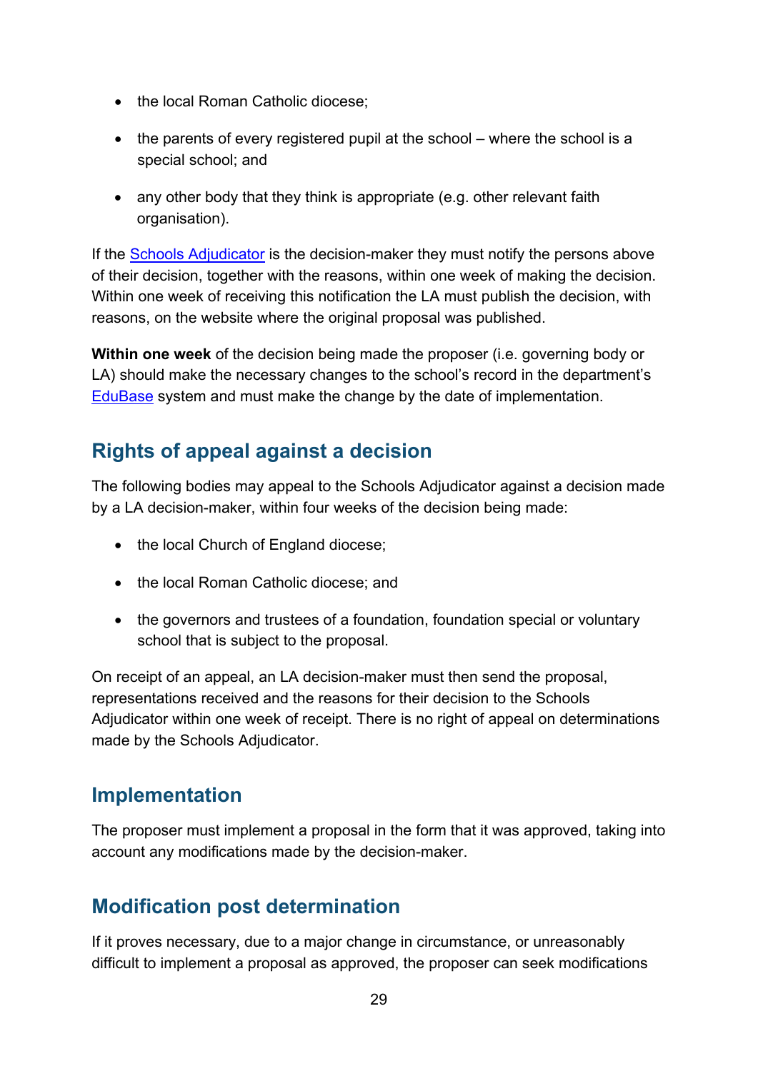- the local Roman Catholic diocese;
- the parents of every registered pupil at the school – where the school is a special school; and
- any other body that they think is appropriate (e.g. other relevant faith organisation).

If the [Schools Adjudicator](#) is the decision-maker they must notify the persons above of their decision, together with the reasons, within one week of making the decision. Within one week of receiving this notification the LA must publish the decision, with reasons, on the website where the original proposal was published.

**Within one week** of the decision being made the proposer (i.e. governing body or LA) should make the necessary changes to the school's record in the department's [EduBase](#) system and must make the change by the date of implementation.

## Rights of appeal against a decision

The following bodies may appeal to the Schools Adjudicator against a decision made by a LA decision-maker, within four weeks of the decision being made:

- the local Church of England diocese;
- the local Roman Catholic diocese; and
- the governors and trustees of a foundation, foundation special or voluntary school that is subject to the proposal.

On receipt of an appeal, an LA decision-maker must then send the proposal, representations received and the reasons for their decision to the Schools Adjudicator within one week of receipt. There is no right of appeal on determinations made by the Schools Adjudicator.

## Implementation

The proposer must implement a proposal in the form that it was approved, taking into account any modifications made by the decision-maker.

## Modification post determination

If it proves necessary, due to a major change in circumstance, or unreasonably difficult to implement a proposal as approved, the proposer can seek modifications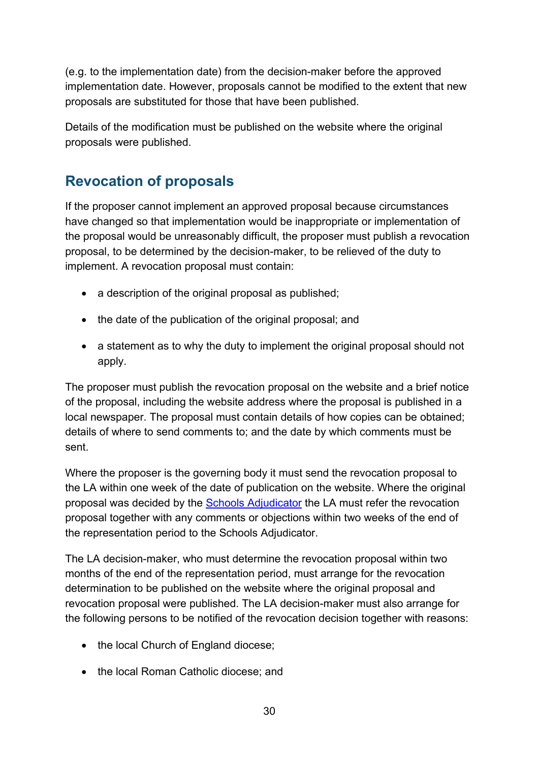(e.g. to the implementation date) from the decision-maker before the approved implementation date. However, proposals cannot be modified to the extent that new proposals are substituted for those that have been published.

Details of the modification must be published on the website where the original proposals were published.

## Revocation of proposals

If the proposer cannot implement an approved proposal because circumstances have changed so that implementation would be inappropriate or implementation of the proposal would be unreasonably difficult, the proposer must publish a revocation proposal, to be determined by the decision-maker, to be relieved of the duty to implement. A revocation proposal must contain:

- a description of the original proposal as published;
- the date of the publication of the original proposal; and
- a statement as to why the duty to implement the original proposal should not apply.

The proposer must publish the revocation proposal on the website and a brief notice of the proposal, including the website address where the proposal is published in a local newspaper. The proposal must contain details of how copies can be obtained; details of where to send comments to; and the date by which comments must be sent.

Where the proposer is the governing body it must send the revocation proposal to the LA within one week of the date of publication on the website. Where the original proposal was decided by the Schools Adjudicator the LA must refer the revocation proposal together with any comments or objections within two weeks of the end of the representation period to the Schools Adjudicator.

The LA decision-maker, who must determine the revocation proposal within two months of the end of the representation period, must arrange for the revocation determination to be published on the website where the original proposal and revocation proposal were published. The LA decision-maker must also arrange for the following persons to be notified of the revocation decision together with reasons:

- the local Church of England diocese;
- the local Roman Catholic diocese; and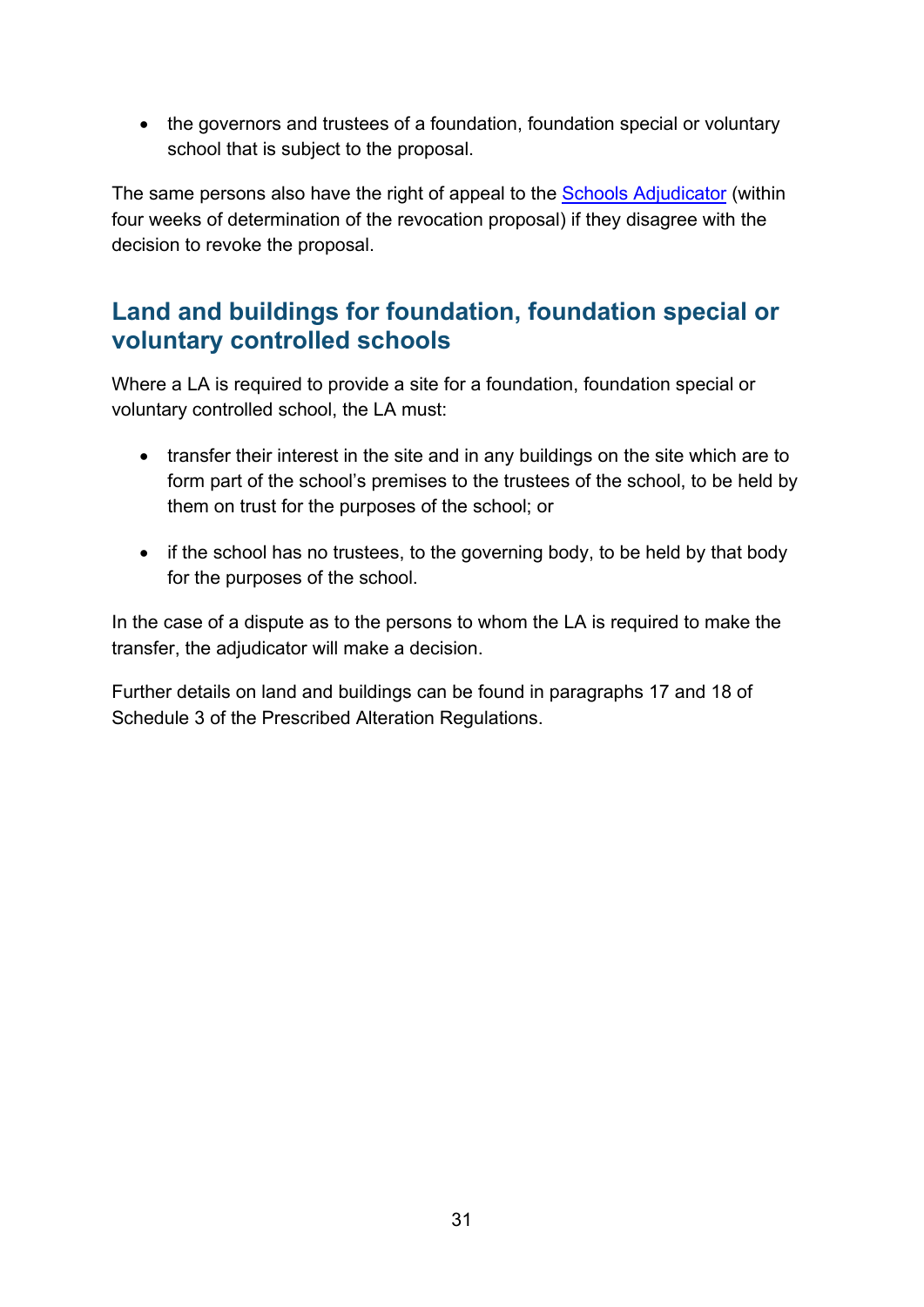- the governors and trustees of a foundation, foundation special or voluntary school that is subject to the proposal.

The same persons also have the right of appeal to the Schools Adjudicator (within four weeks of determination of the revocation proposal) if they disagree with the decision to revoke the proposal.

## Land and buildings for foundation, foundation special or voluntary controlled schools

Where a LA is required to provide a site for a foundation, foundation special or voluntary controlled school, the LA must:

- transfer their interest in the site and in any buildings on the site which are to form part of the school's premises to the trustees of the school, to be held by them on trust for the purposes of the school; or

- if the school has no trustees, to the governing body, to be held by that body for the purposes of the school.

In the case of a dispute as to the persons to whom the LA is required to make the transfer, the adjudicator will make a decision.

Further details on land and buildings can be found in paragraphs 17 and 18 of Schedule 3 of the Prescribed Alteration Regulations.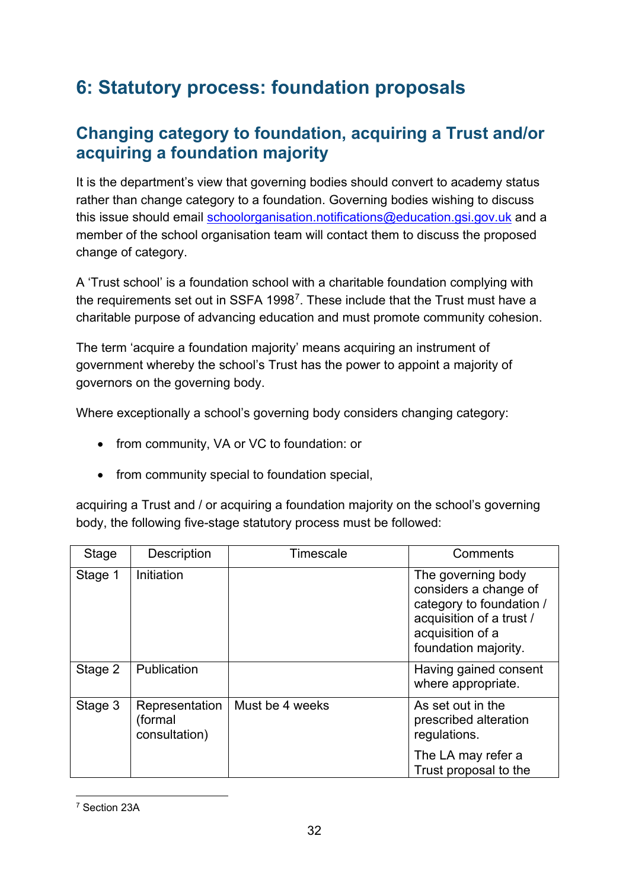# 6: Statutory process: foundation proposals

## Changing category to foundation, acquiring a Trust and/or acquiring a foundation majority

It is the department's view that governing bodies should convert to academy status rather than change category to a foundation. Governing bodies wishing to discuss this issue should email schoolorganisation.notifications@education.gsi.gov.uk and a member of the school organisation team will contact them to discuss the proposed change of category.

A 'Trust school' is a foundation school with a charitable foundation complying with the requirements set out in SSFA 1998[7]. These include that the Trust must have a charitable purpose of advancing education and must promote community cohesion.

The term 'acquire a foundation majority' means acquiring an instrument of government whereby the school's Trust has the power to appoint a majority of governors on the governing body.

Where exceptionally a school's governing body considers changing category:

- from community, VA or VC to foundation: or
- from community special to foundation special,

acquiring a Trust and / or acquiring a foundation majority on the school's governing body, the following five-stage statutory process must be followed:

| Stage | Description | Timescale | Comments |
|---|---|---|---|
| Stage 1 | Initiation | | The governing body considers a change of category to foundation / acquisition of a trust / acquisition of a foundation majority. |
| Stage 2 | Publication | | Having gained consent where appropriate. |
| Stage 3 | Representation (formal consultation) | Must be 4 weeks | As set out in the prescribed alteration regulations.<br><br>The LA may refer a Trust proposal to the |

[7] Section 23A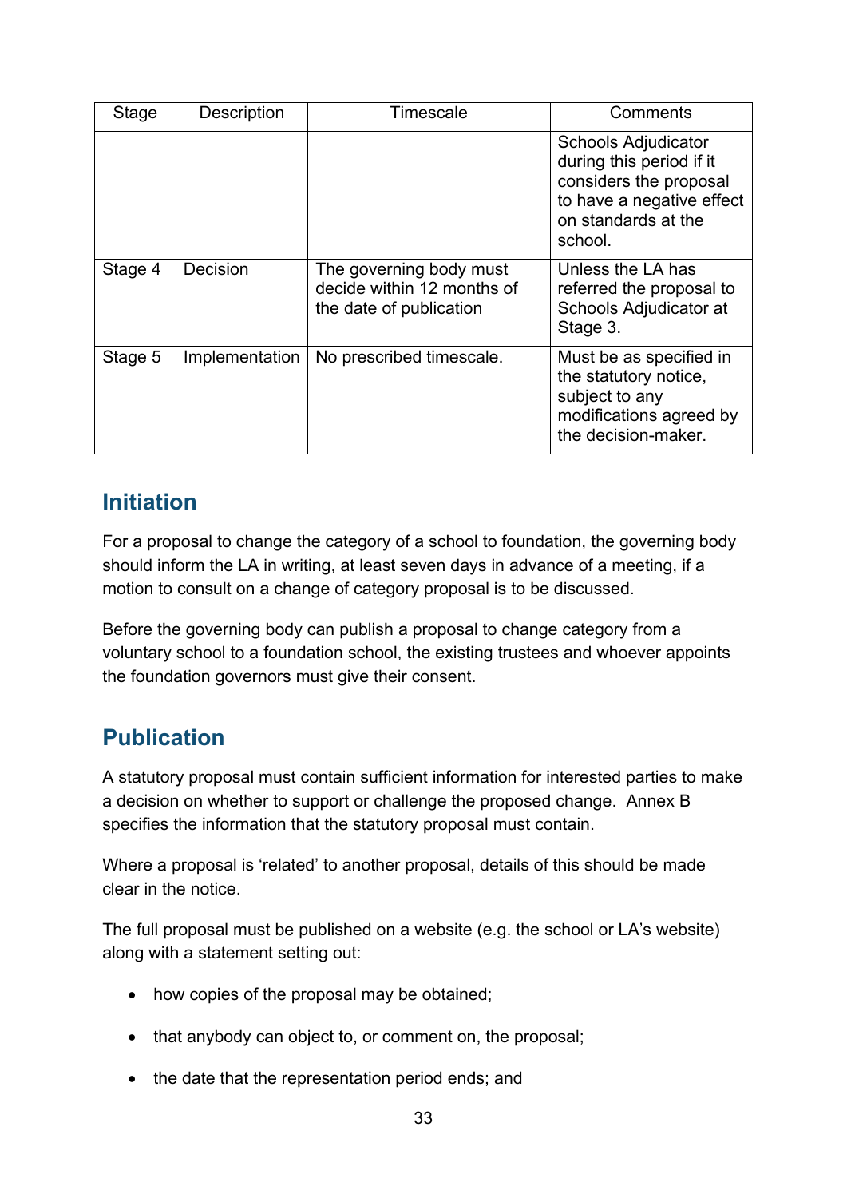| Stage | Description | Timescale | Comments |
|---|---|---|---|
| | | | Schools Adjudicator during this period if it considers the proposal to have a negative effect on standards at the school. |
| Stage 4 | Decision | The governing body must decide within 12 months of the date of publication | Unless the LA has referred the proposal to Schools Adjudicator at Stage 3. |
| Stage 5 | Implementation | No prescribed timescale. | Must be as specified in the statutory notice, subject to any modifications agreed by the decision-maker. |

## Initiation

For a proposal to change the category of a school to foundation, the governing body should inform the LA in writing, at least seven days in advance of a meeting, if a motion to consult on a change of category proposal is to be discussed.

Before the governing body can publish a proposal to change category from a voluntary school to a foundation school, the existing trustees and whoever appoints the foundation governors must give their consent.

## Publication

A statutory proposal must contain sufficient information for interested parties to make a decision on whether to support or challenge the proposed change. Annex B specifies the information that the statutory proposal must contain.

Where a proposal is 'related' to another proposal, details of this should be made clear in the notice.

The full proposal must be published on a website (e.g. the school or LA's website) along with a statement setting out:

- how copies of the proposal may be obtained;
- that anybody can object to, or comment on, the proposal;
- the date that the representation period ends; and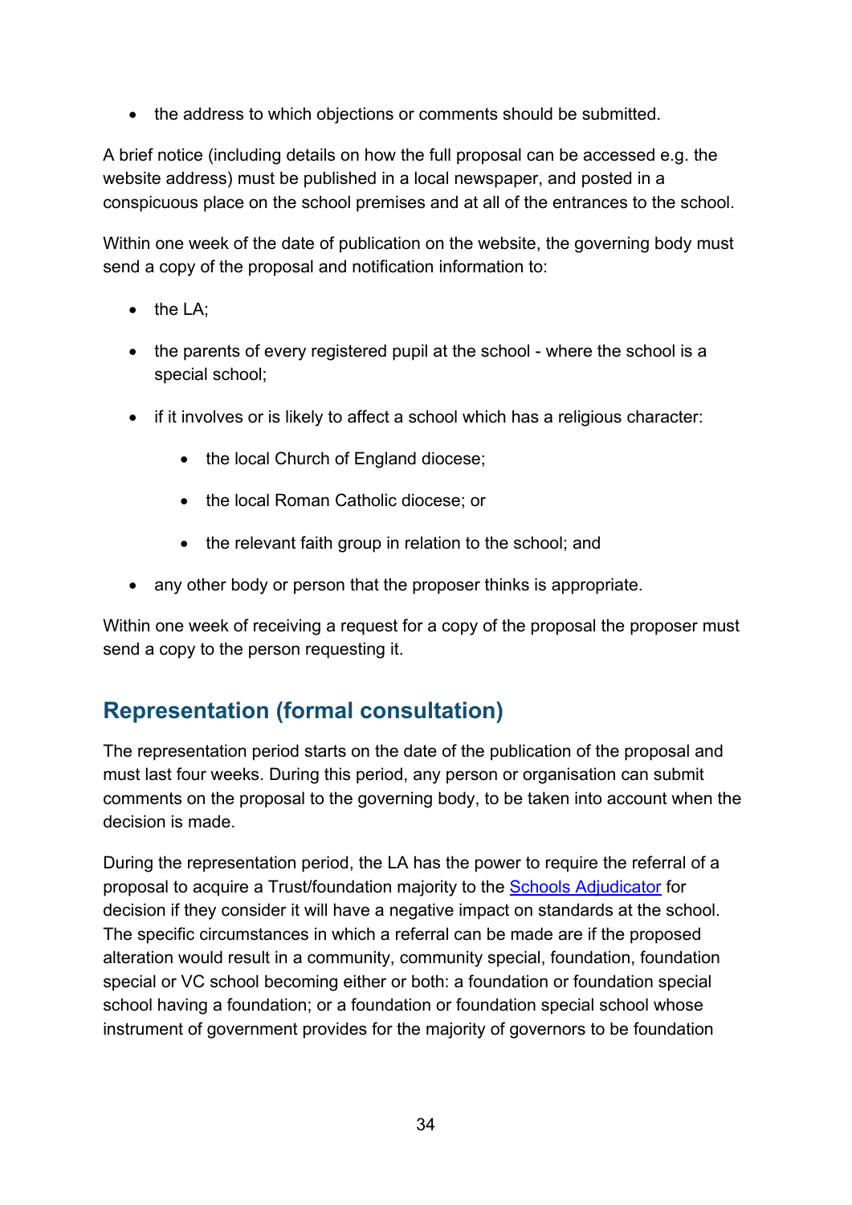- the address to which objections or comments should be submitted.

A brief notice (including details on how the full proposal can be accessed e.g. the website address) must be published in a local newspaper, and posted in a conspicuous place on the school premises and at all of the entrances to the school.

Within one week of the date of publication on the website, the governing body must send a copy of the proposal and notification information to:

- the LA;
- the parents of every registered pupil at the school - where the school is a special school;
- if it involves or is likely to affect a school which has a religious character:
  - the local Church of England diocese;
  - the local Roman Catholic diocese; or
  - the relevant faith group in relation to the school; and
- any other body or person that the proposer thinks is appropriate.

Within one week of receiving a request for a copy of the proposal the proposer must send a copy to the person requesting it.

## Representation (formal consultation)

The representation period starts on the date of the publication of the proposal and must last four weeks. During this period, any person or organisation can submit comments on the proposal to the governing body, to be taken into account when the decision is made.

During the representation period, the LA has the power to require the referral of a proposal to acquire a Trust/foundation majority to the [Schools Adjudicator]() for decision if they consider it will have a negative impact on standards at the school. The specific circumstances in which a referral can be made are if the proposed alteration would result in a community, community special, foundation, foundation special or VC school becoming either or both: a foundation or foundation special school having a foundation; or a foundation or foundation special school whose instrument of government provides for the majority of governors to be foundation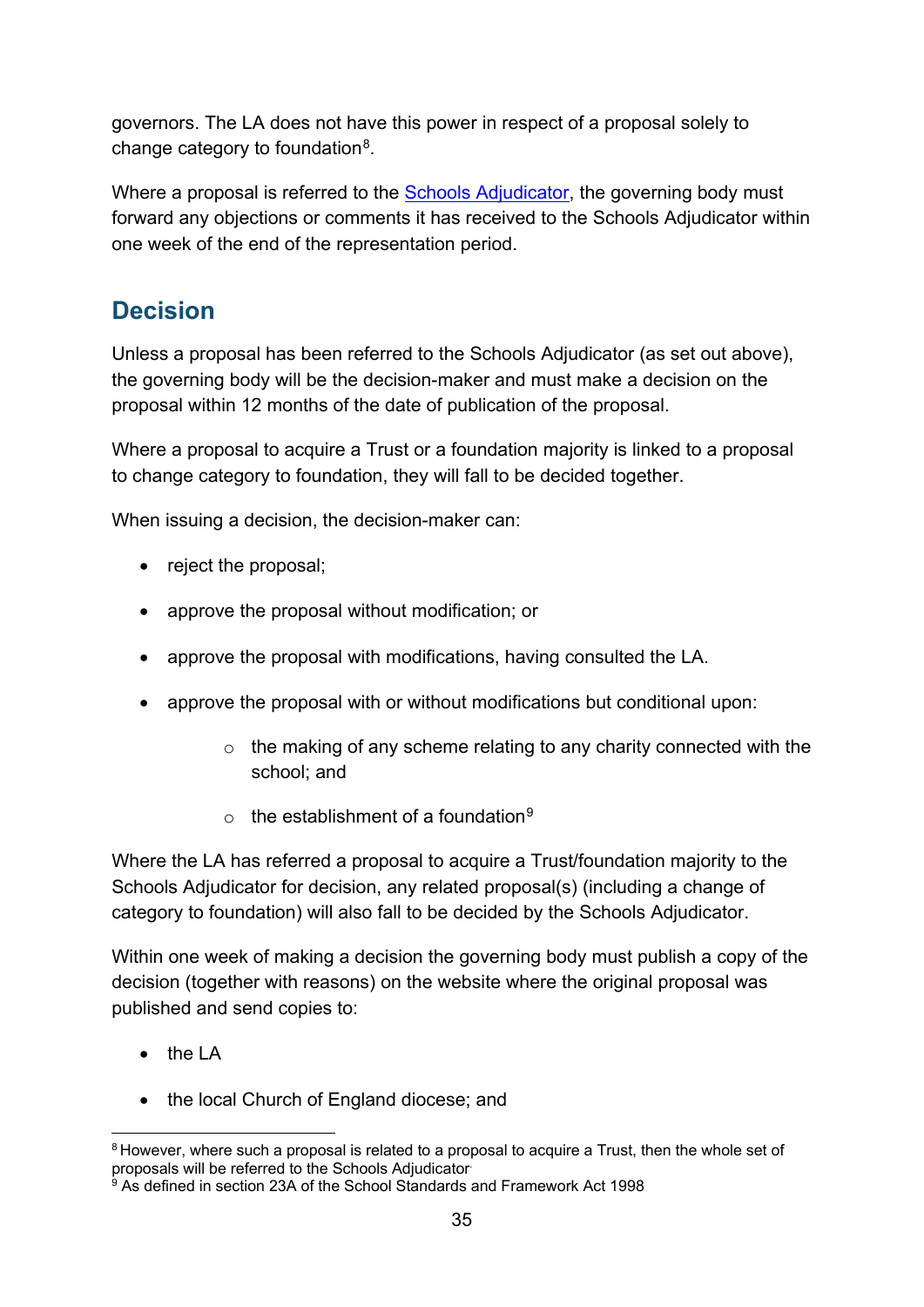governors. The LA does not have this power in respect of a proposal solely to change category to foundation[8].

Where a proposal is referred to the Schools Adjudicator, the governing body must forward any objections or comments it has received to the Schools Adjudicator within one week of the end of the representation period.

## Decision

Unless a proposal has been referred to the Schools Adjudicator (as set out above), the governing body will be the decision-maker and must make a decision on the proposal within 12 months of the date of publication of the proposal.

Where a proposal to acquire a Trust or a foundation majority is linked to a proposal to change category to foundation, they will fall to be decided together.

When issuing a decision, the decision-maker can:

- reject the proposal;
- approve the proposal without modification; or
- approve the proposal with modifications, having consulted the LA.
- approve the proposal with or without modifications but conditional upon:
    - the making of any scheme relating to any charity connected with the school; and
    - the establishment of a foundation[9]

Where the LA has referred a proposal to acquire a Trust/foundation majority to the Schools Adjudicator for decision, any related proposal(s) (including a change of category to foundation) will also fall to be decided by the Schools Adjudicator.

Within one week of making a decision the governing body must publish a copy of the decision (together with reasons) on the website where the original proposal was published and send copies to:

- the LA
- the local Church of England diocese; and

[8] However, where such a proposal is related to a proposal to acquire a Trust, then the whole set of proposals will be referred to the Schools Adjudicator.

[9] As defined in section 23A of the School Standards and Framework Act 1998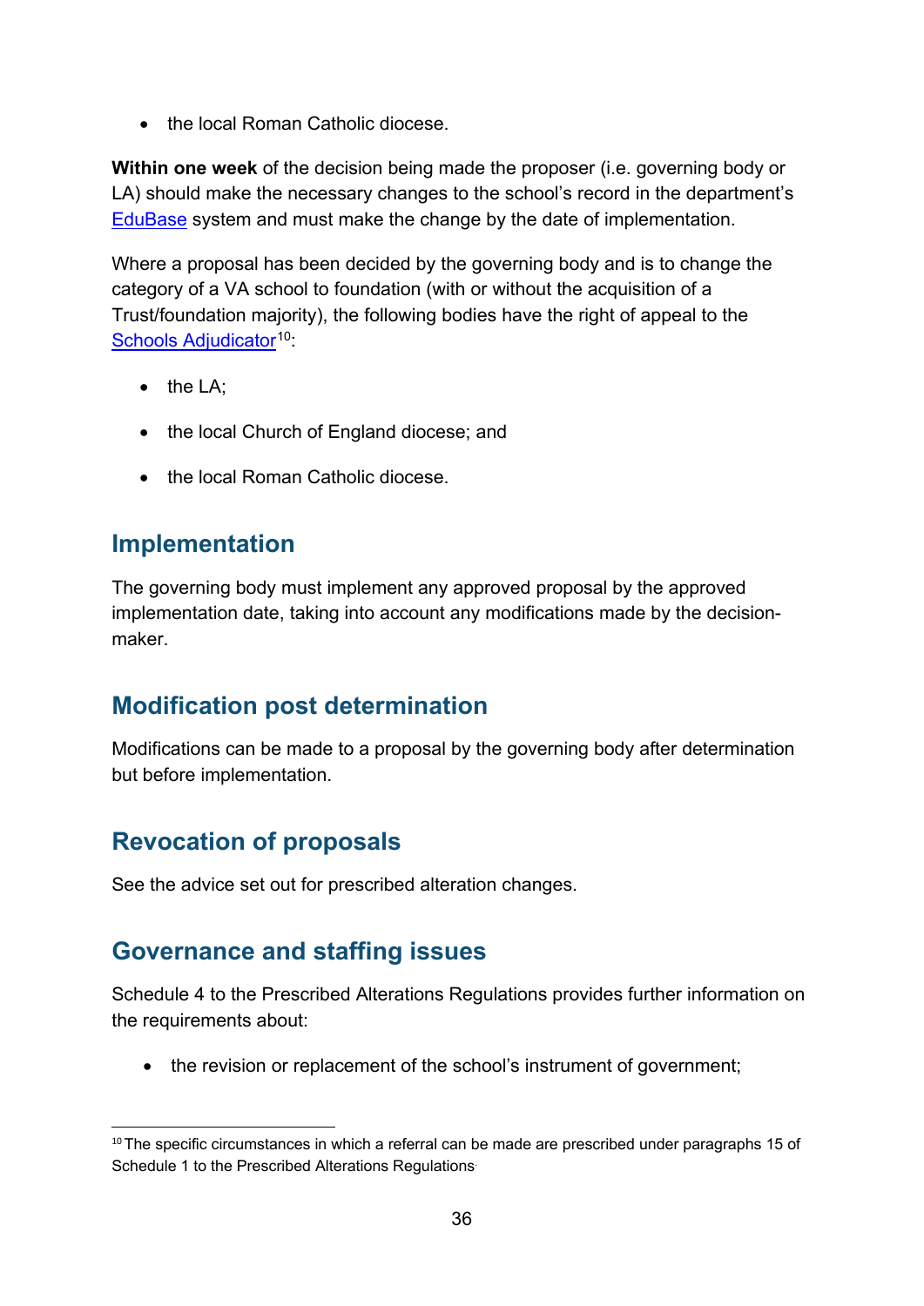- the local Roman Catholic diocese.

**Within one week** of the decision being made the proposer (i.e. governing body or LA) should make the necessary changes to the school's record in the department's EduBase system and must make the change by the date of implementation.

Where a proposal has been decided by the governing body and is to change the category of a VA school to foundation (with or without the acquisition of a Trust/foundation majority), the following bodies have the right of appeal to the Schools Adjudicator[10]:

- the LA;
- the local Church of England diocese; and
- the local Roman Catholic diocese.

## Implementation

The governing body must implement any approved proposal by the approved implementation date, taking into account any modifications made by the decision-maker.

## Modification post determination

Modifications can be made to a proposal by the governing body after determination but before implementation.

## Revocation of proposals

See the advice set out for prescribed alteration changes.

## Governance and staffing issues

Schedule 4 to the Prescribed Alterations Regulations provides further information on the requirements about:

- the revision or replacement of the school's instrument of government;

[10] The specific circumstances in which a referral can be made are prescribed under paragraphs 15 of Schedule 1 to the Prescribed Alterations Regulations.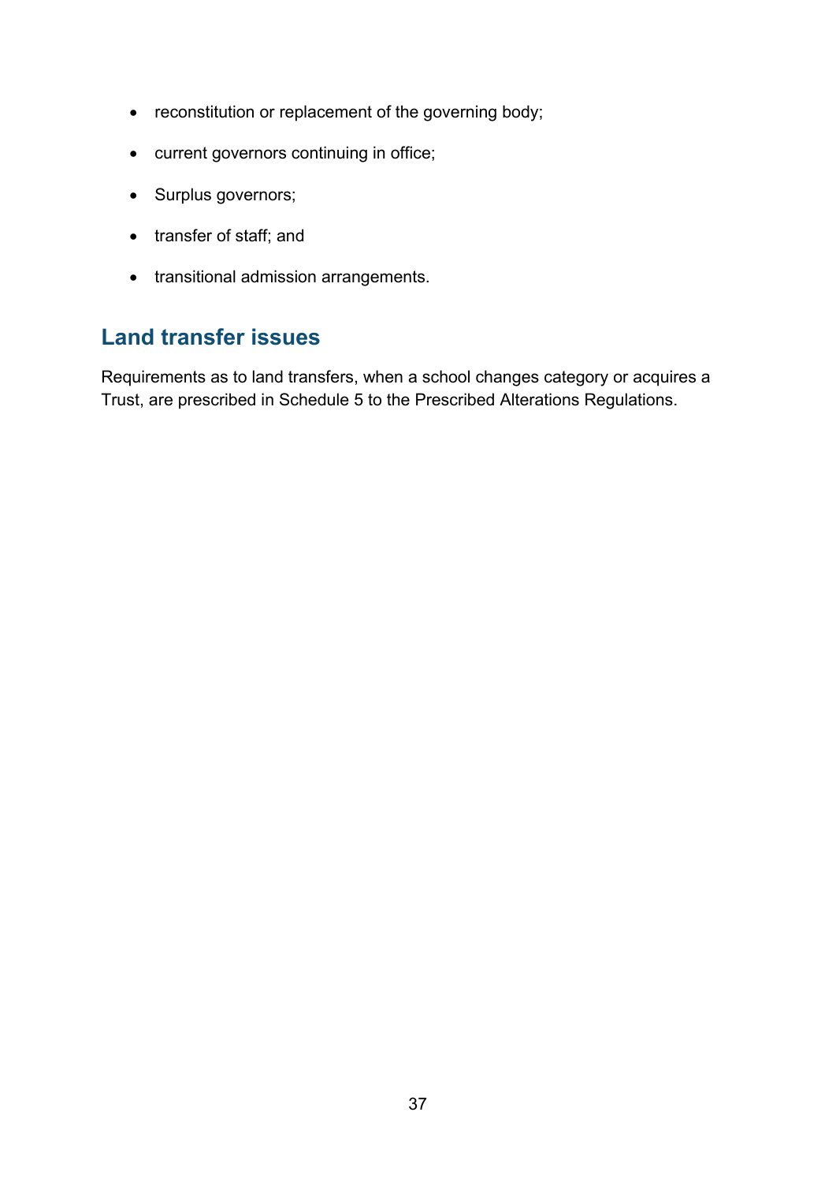- reconstitution or replacement of the governing body;
- current governors continuing in office;
- Surplus governors;
- transfer of staff; and
- transitional admission arrangements.

## Land transfer issues

Requirements as to land transfers, when a school changes category or acquires a Trust, are prescribed in Schedule 5 to the Prescribed Alterations Regulations.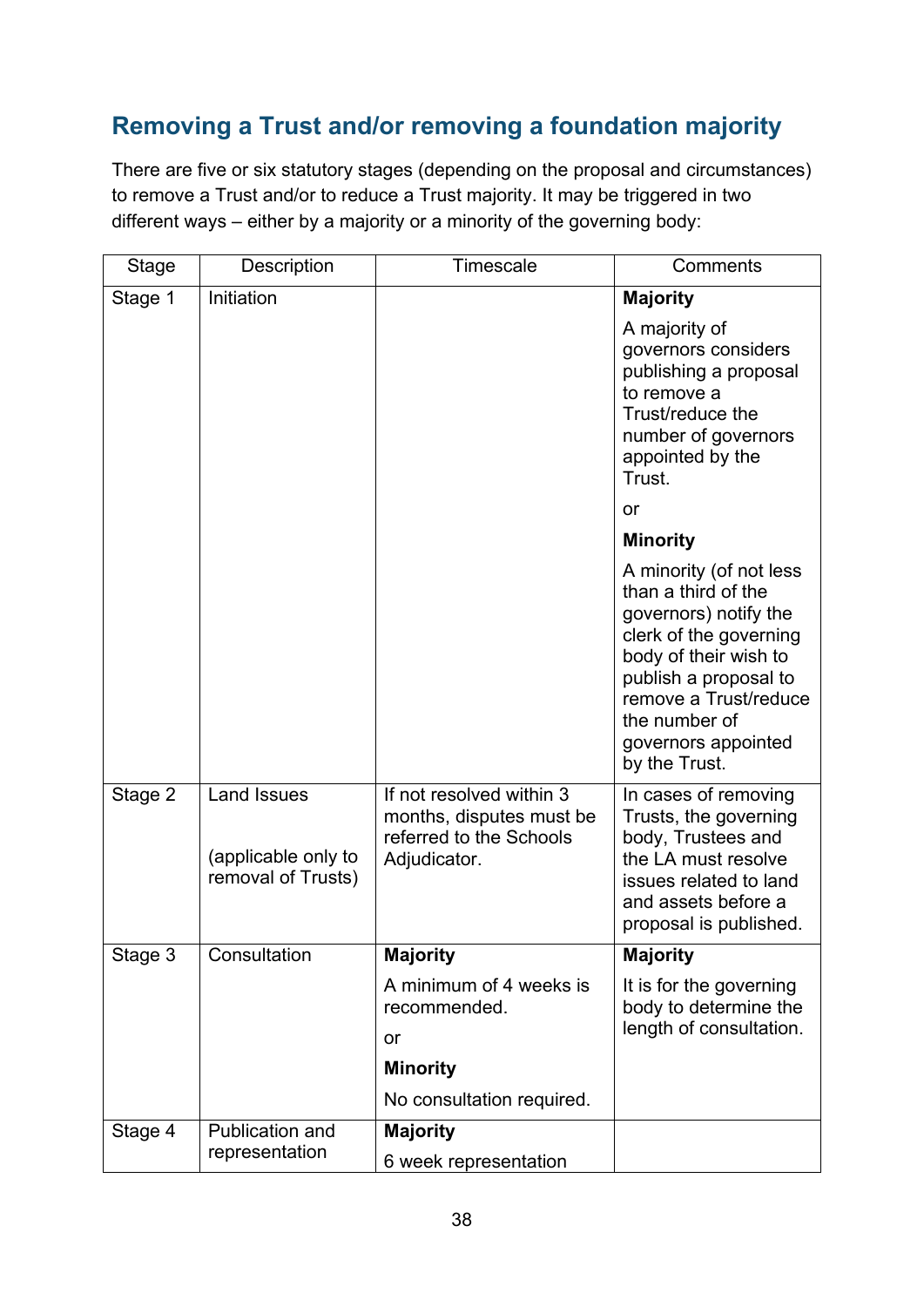## Removing a Trust and/or removing a foundation majority

There are five or six statutory stages (depending on the proposal and circumstances) to remove a Trust and/or to reduce a Trust majority. It may be triggered in two different ways – either by a majority or a minority of the governing body:

| Stage | Description | Timescale | Comments |
|---|---|---|---|
| Stage 1 | Initiation | | **Majority**<br><br>A majority of governors considers publishing a proposal to remove a Trust/reduce the number of governors appointed by the Trust.<br><br>or<br><br>**Minority**<br><br>A minority (of not less than a third of the governors) notify the clerk of the governing body of their wish to publish a proposal to remove a Trust/reduce the number of governors appointed by the Trust. |
| Stage 2 | Land Issues<br><br>(applicable only to removal of Trusts) | If not resolved within 3 months, disputes must be referred to the Schools Adjudicator. | In cases of removing Trusts, the governing body, Trustees and the LA must resolve issues related to land and assets before a proposal is published. |
| Stage 3 | Consultation | **Majority**<br><br>A minimum of 4 weeks is recommended.<br><br>or<br><br>**Minority**<br><br>No consultation required. | **Majority**<br><br>It is for the governing body to determine the length of consultation. |
| Stage 4 | Publication and representation | **Majority**<br><br>6 week representation | |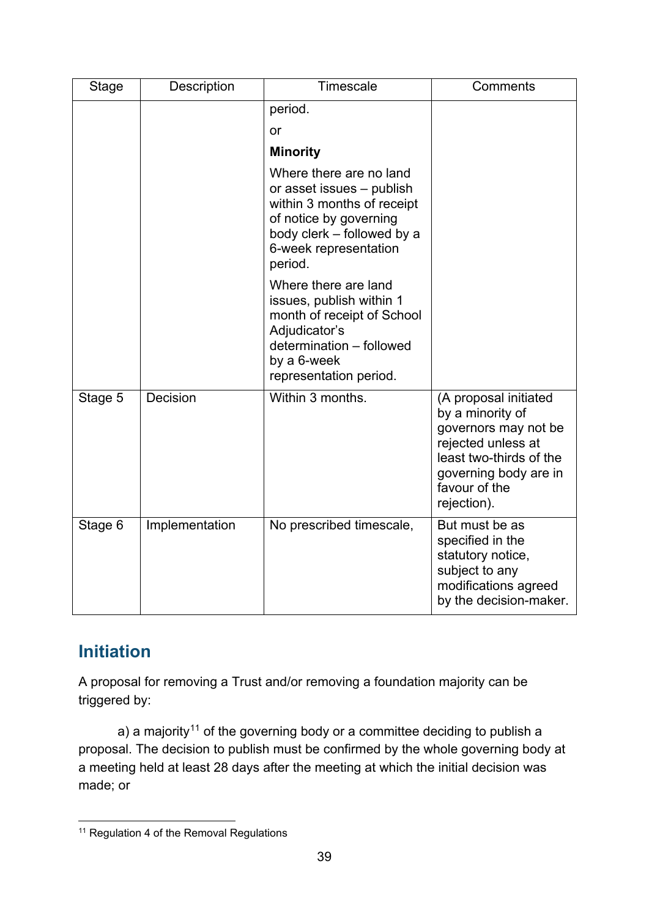| Stage | Description | Timescale | Comments |
|---|---|---|---|
| | | period.<br>or<br>**Minority**<br>Where there are no land or asset issues – publish within 3 months of receipt of notice by governing body clerk – followed by a 6-week representation period.<br>Where there are land issues, publish within 1 month of receipt of School Adjudicator's determination – followed by a 6-week representation period. | |
| Stage 5 | Decision | Within 3 months. | (A proposal initiated by a minority of governors may not be rejected unless at least two-thirds of the governing body are in favour of the rejection). |
| Stage 6 | Implementation | No prescribed timescale, | But must be as specified in the statutory notice, subject to any modifications agreed by the decision-maker. |

## Initiation

A proposal for removing a Trust and/or removing a foundation majority can be triggered by:

a) a majority[11] of the governing body or a committee deciding to publish a proposal. The decision to publish must be confirmed by the whole governing body at a meeting held at least 28 days after the meeting at which the initial decision was made; or

[11] Regulation 4 of the Removal Regulations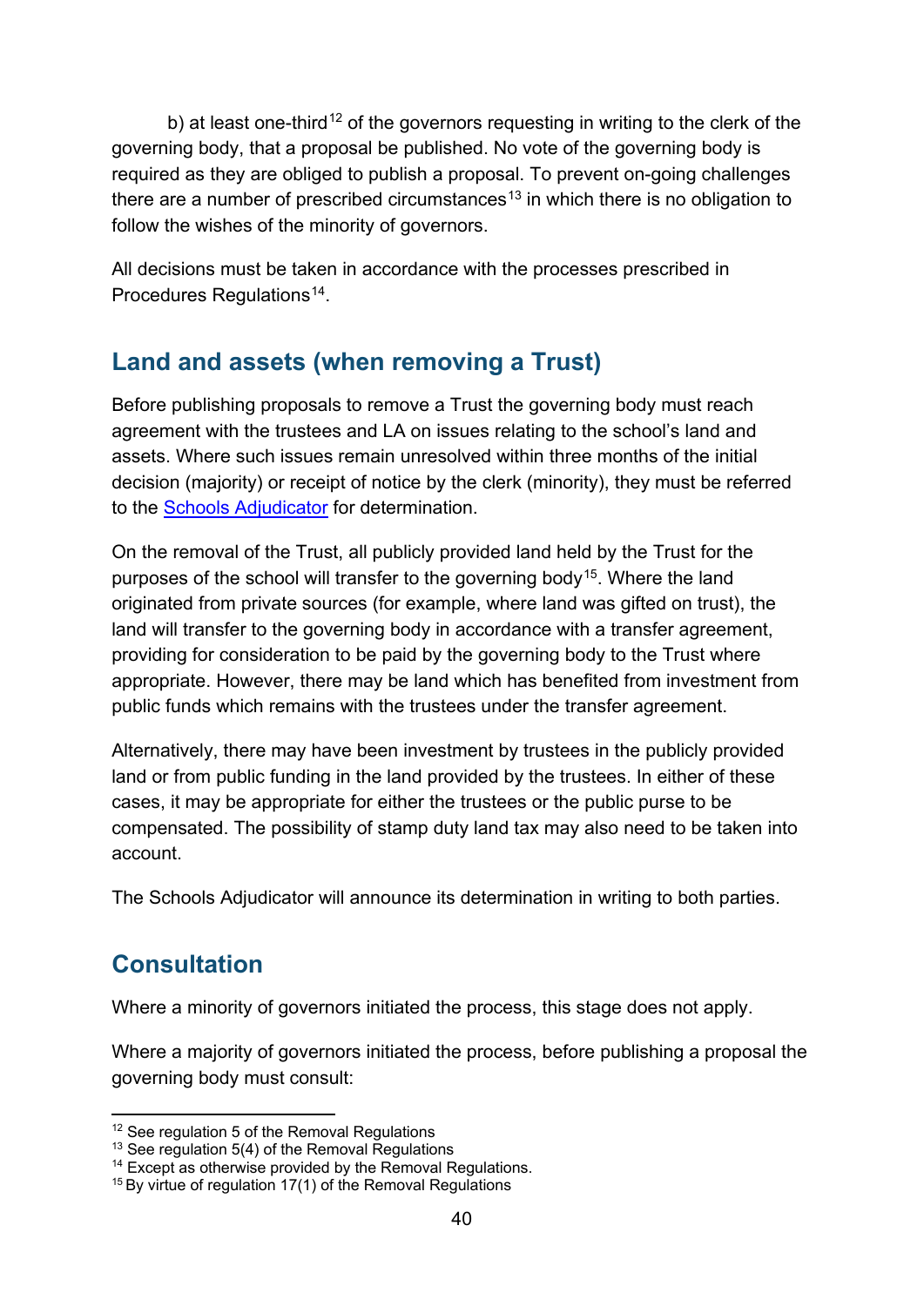b) at least one-third[12] of the governors requesting in writing to the clerk of the governing body, that a proposal be published. No vote of the governing body is required as they are obliged to publish a proposal. To prevent on-going challenges there are a number of prescribed circumstances[13] in which there is no obligation to follow the wishes of the minority of governors.

All decisions must be taken in accordance with the processes prescribed in Procedures Regulations[14].

## Land and assets (when removing a Trust)

Before publishing proposals to remove a Trust the governing body must reach agreement with the trustees and LA on issues relating to the school's land and assets. Where such issues remain unresolved within three months of the initial decision (majority) or receipt of notice by the clerk (minority), they must be referred to the Schools Adjudicator for determination.

On the removal of the Trust, all publicly provided land held by the Trust for the purposes of the school will transfer to the governing body[15]. Where the land originated from private sources (for example, where land was gifted on trust), the land will transfer to the governing body in accordance with a transfer agreement, providing for consideration to be paid by the governing body to the Trust where appropriate. However, there may be land which has benefited from investment from public funds which remains with the trustees under the transfer agreement.

Alternatively, there may have been investment by trustees in the publicly provided land or from public funding in the land provided by the trustees. In either of these cases, it may be appropriate for either the trustees or the public purse to be compensated. The possibility of stamp duty land tax may also need to be taken into account.

The Schools Adjudicator will announce its determination in writing to both parties.

## Consultation

Where a minority of governors initiated the process, this stage does not apply.

Where a majority of governors initiated the process, before publishing a proposal the governing body must consult:

---

[12] See regulation 5 of the Removal Regulations
[13] See regulation 5(4) of the Removal Regulations
[14] Except as otherwise provided by the Removal Regulations.
[15] By virtue of regulation 17(1) of the Removal Regulations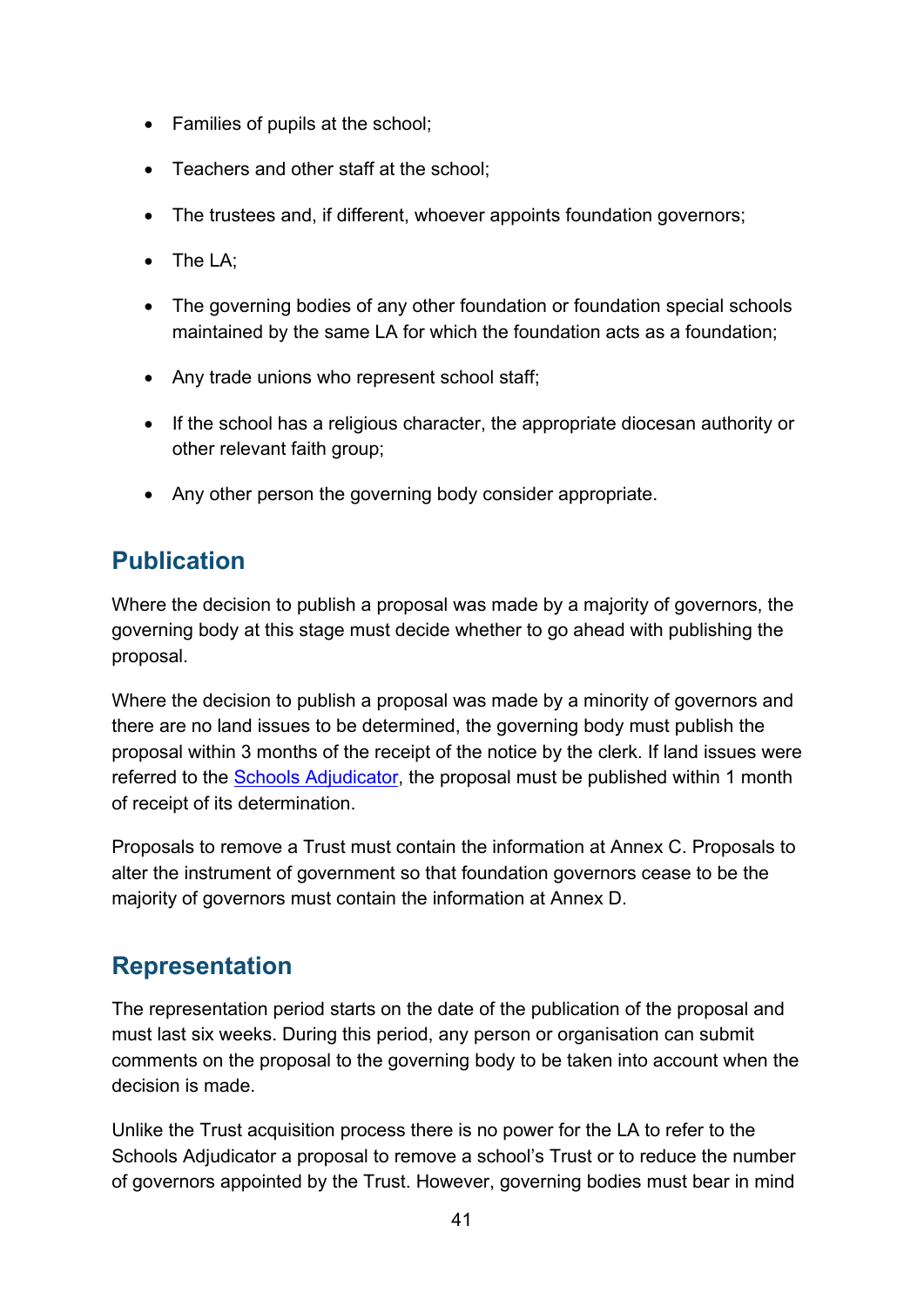- Families of pupils at the school;
- Teachers and other staff at the school;
- The trustees and, if different, whoever appoints foundation governors;
- The LA;
- The governing bodies of any other foundation or foundation special schools maintained by the same LA for which the foundation acts as a foundation;
- Any trade unions who represent school staff;
- If the school has a religious character, the appropriate diocesan authority or other relevant faith group;
- Any other person the governing body consider appropriate.

## Publication

Where the decision to publish a proposal was made by a majority of governors, the governing body at this stage must decide whether to go ahead with publishing the proposal.

Where the decision to publish a proposal was made by a minority of governors and there are no land issues to be determined, the governing body must publish the proposal within 3 months of the receipt of the notice by the clerk. If land issues were referred to the Schools Adjudicator, the proposal must be published within 1 month of receipt of its determination.

Proposals to remove a Trust must contain the information at Annex C. Proposals to alter the instrument of government so that foundation governors cease to be the majority of governors must contain the information at Annex D.

## Representation

The representation period starts on the date of the publication of the proposal and must last six weeks. During this period, any person or organisation can submit comments on the proposal to the governing body to be taken into account when the decision is made.

Unlike the Trust acquisition process there is no power for the LA to refer to the Schools Adjudicator a proposal to remove a school's Trust or to reduce the number of governors appointed by the Trust. However, governing bodies must bear in mind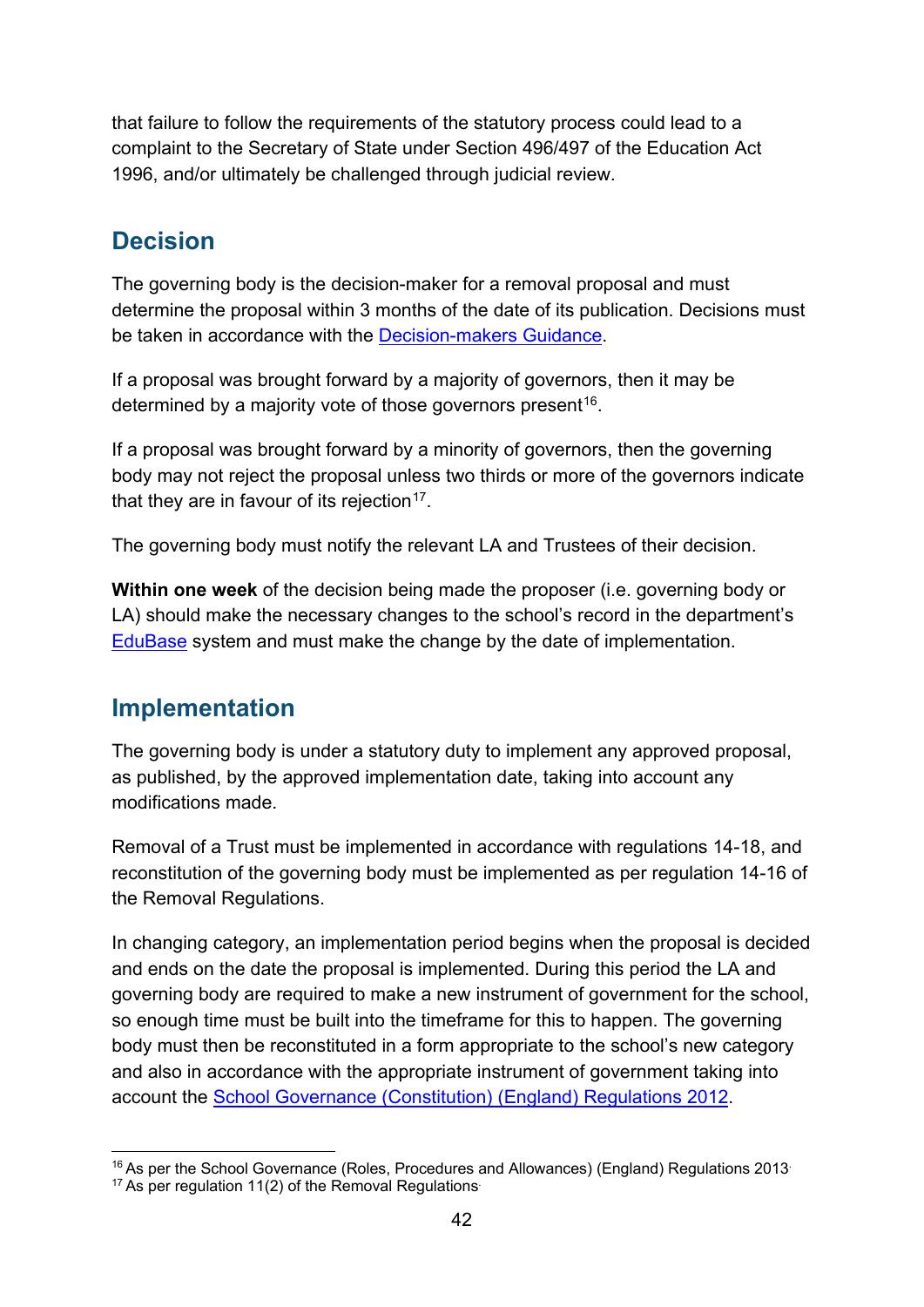that failure to follow the requirements of the statutory process could lead to a complaint to the Secretary of State under Section 496/497 of the Education Act 1996, and/or ultimately be challenged through judicial review.

## Decision

The governing body is the decision-maker for a removal proposal and must determine the proposal within 3 months of the date of its publication. Decisions must be taken in accordance with the [Decision-makers Guidance](#).

If a proposal was brought forward by a majority of governors, then it may be determined by a majority vote of those governors present[16].

If a proposal was brought forward by a minority of governors, then the governing body may not reject the proposal unless two thirds or more of the governors indicate that they are in favour of its rejection[17].

The governing body must notify the relevant LA and Trustees of their decision.

**Within one week** of the decision being made the proposer (i.e. governing body or LA) should make the necessary changes to the school's record in the department's [EduBase](#) system and must make the change by the date of implementation.

## Implementation

The governing body is under a statutory duty to implement any approved proposal, as published, by the approved implementation date, taking into account any modifications made.

Removal of a Trust must be implemented in accordance with regulations 14-18, and reconstitution of the governing body must be implemented as per regulation 14-16 of the Removal Regulations.

In changing category, an implementation period begins when the proposal is decided and ends on the date the proposal is implemented. During this period the LA and governing body are required to make a new instrument of government for the school, so enough time must be built into the timeframe for this to happen. The governing body must then be reconstituted in a form appropriate to the school's new category and also in accordance with the appropriate instrument of government taking into account the [School Governance (Constitution) (England) Regulations 2012](#).

---

[16] As per the School Governance (Roles, Procedures and Allowances) (England) Regulations 2013.

[17] As per regulation 11(2) of the Removal Regulations.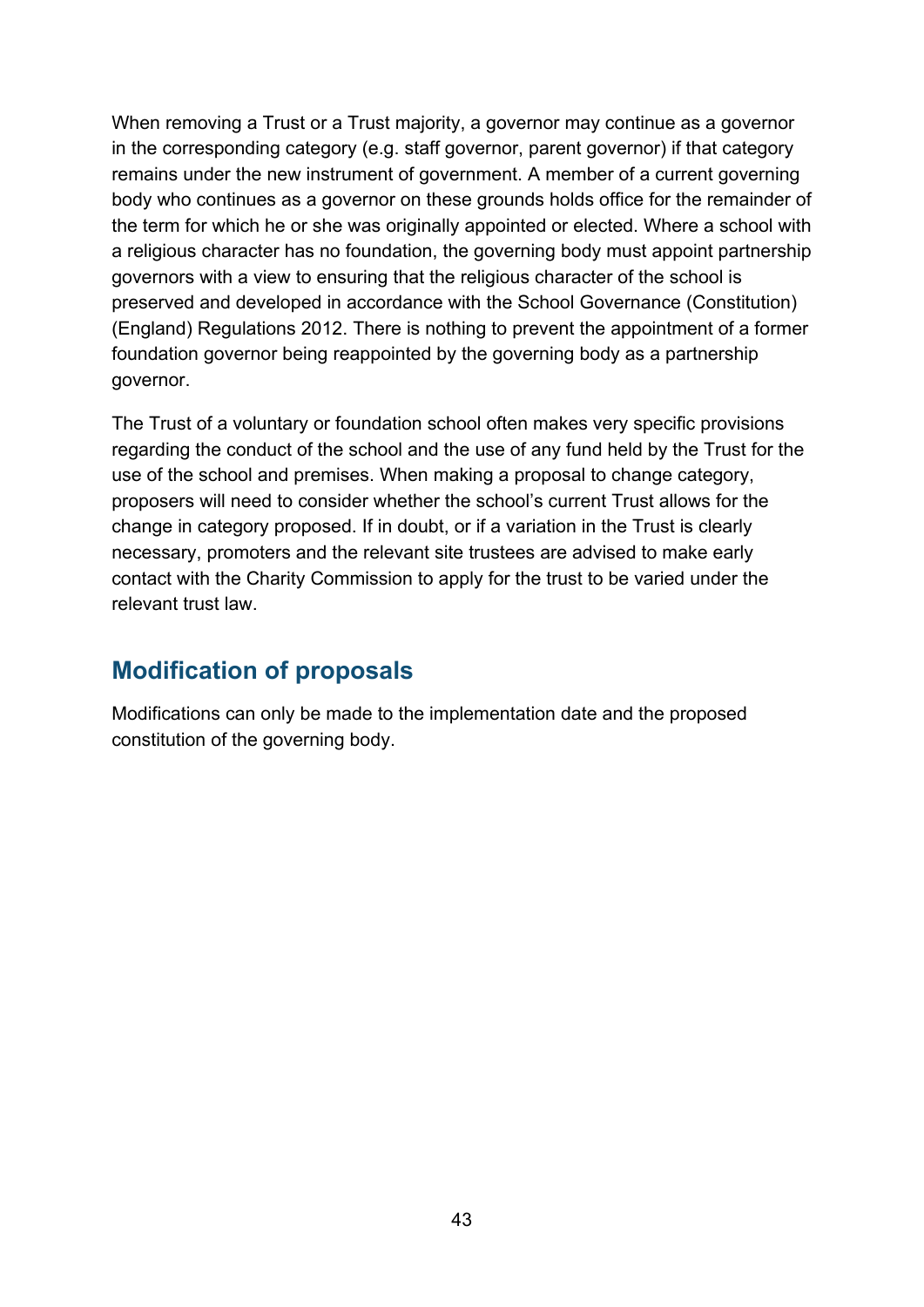When removing a Trust or a Trust majority, a governor may continue as a governor in the corresponding category (e.g. staff governor, parent governor) if that category remains under the new instrument of government. A member of a current governing body who continues as a governor on these grounds holds office for the remainder of the term for which he or she was originally appointed or elected. Where a school with a religious character has no foundation, the governing body must appoint partnership governors with a view to ensuring that the religious character of the school is preserved and developed in accordance with the School Governance (Constitution) (England) Regulations 2012. There is nothing to prevent the appointment of a former foundation governor being reappointed by the governing body as a partnership governor.

The Trust of a voluntary or foundation school often makes very specific provisions regarding the conduct of the school and the use of any fund held by the Trust for the use of the school and premises. When making a proposal to change category, proposers will need to consider whether the school's current Trust allows for the change in category proposed. If in doubt, or if a variation in the Trust is clearly necessary, promoters and the relevant site trustees are advised to make early contact with the Charity Commission to apply for the trust to be varied under the relevant trust law.

## Modification of proposals

Modifications can only be made to the implementation date and the proposed constitution of the governing body.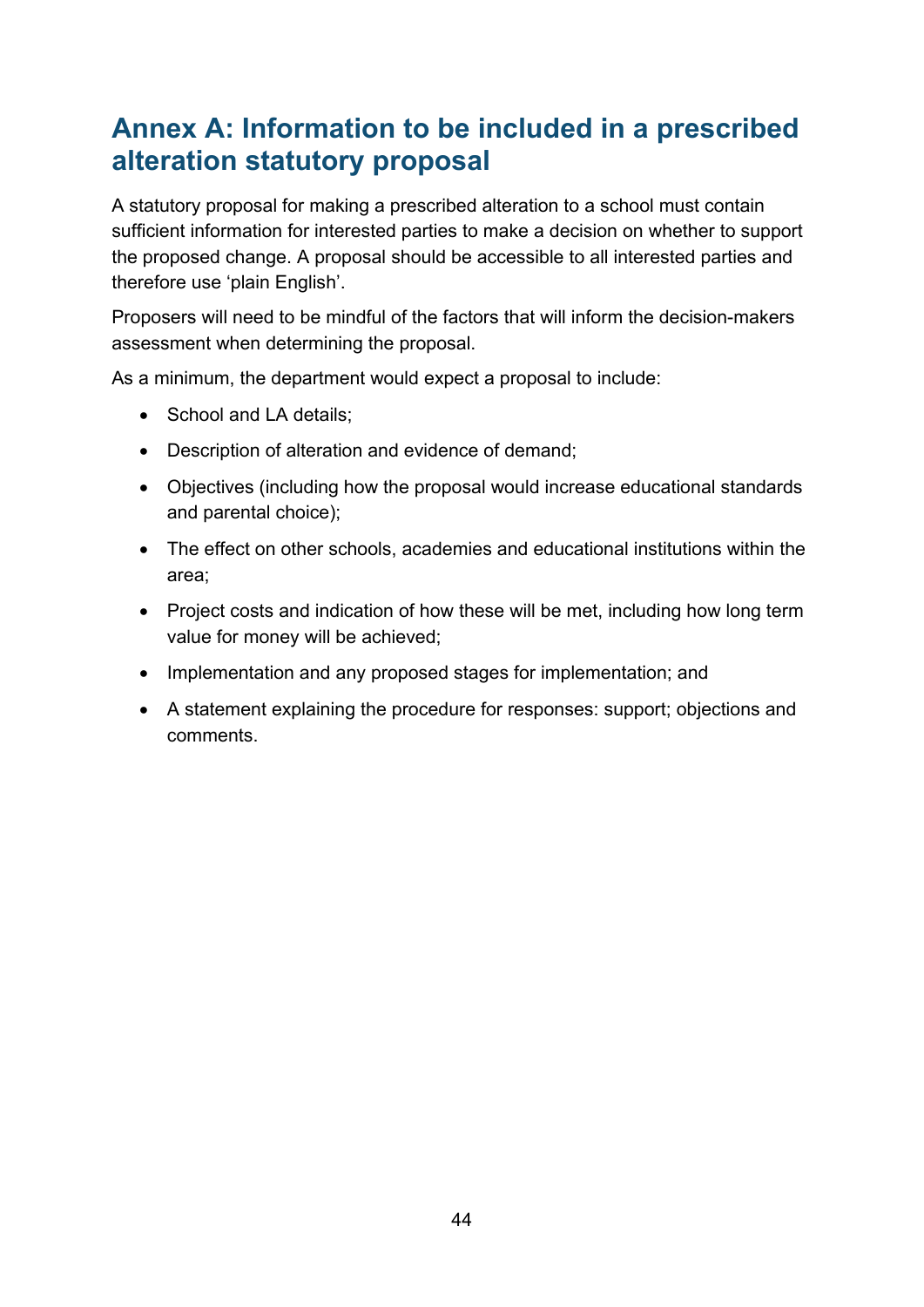# Annex A: Information to be included in a prescribed alteration statutory proposal

A statutory proposal for making a prescribed alteration to a school must contain sufficient information for interested parties to make a decision on whether to support the proposed change. A proposal should be accessible to all interested parties and therefore use 'plain English'.

Proposers will need to be mindful of the factors that will inform the decision-makers assessment when determining the proposal.

As a minimum, the department would expect a proposal to include:

- School and LA details;
- Description of alteration and evidence of demand;
- Objectives (including how the proposal would increase educational standards and parental choice);
- The effect on other schools, academies and educational institutions within the area;
- Project costs and indication of how these will be met, including how long term value for money will be achieved;
- Implementation and any proposed stages for implementation; and
- A statement explaining the procedure for responses: support; objections and comments.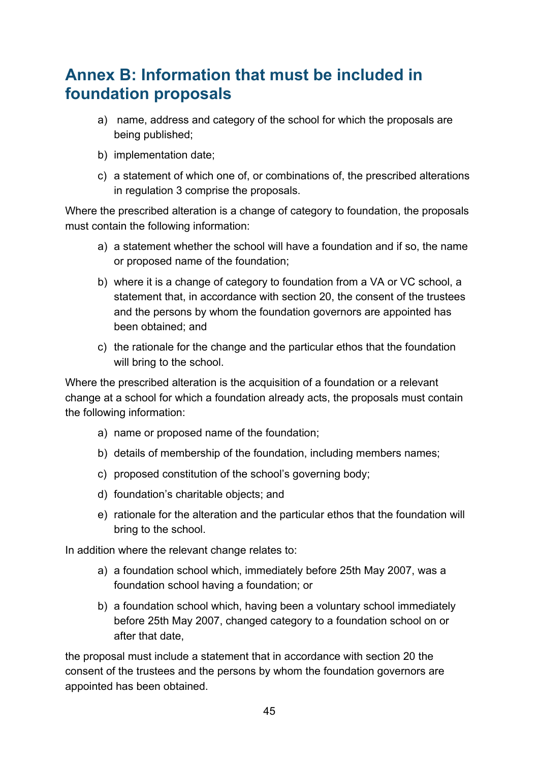## Annex B: Information that must be included in foundation proposals

a) name, address and category of the school for which the proposals are being published;

b) implementation date;

c) a statement of which one of, or combinations of, the prescribed alterations in regulation 3 comprise the proposals.

Where the prescribed alteration is a change of category to foundation, the proposals must contain the following information:

a) a statement whether the school will have a foundation and if so, the name or proposed name of the foundation;

b) where it is a change of category to foundation from a VA or VC school, a statement that, in accordance with section 20, the consent of the trustees and the persons by whom the foundation governors are appointed has been obtained; and

c) the rationale for the change and the particular ethos that the foundation will bring to the school.

Where the prescribed alteration is the acquisition of a foundation or a relevant change at a school for which a foundation already acts, the proposals must contain the following information:

a) name or proposed name of the foundation;

b) details of membership of the foundation, including members names;

c) proposed constitution of the school's governing body;

d) foundation's charitable objects; and

e) rationale for the alteration and the particular ethos that the foundation will bring to the school.

In addition where the relevant change relates to:

a) a foundation school which, immediately before 25th May 2007, was a foundation school having a foundation; or

b) a foundation school which, having been a voluntary school immediately before 25th May 2007, changed category to a foundation school on or after that date,

the proposal must include a statement that in accordance with section 20 the consent of the trustees and the persons by whom the foundation governors are appointed has been obtained.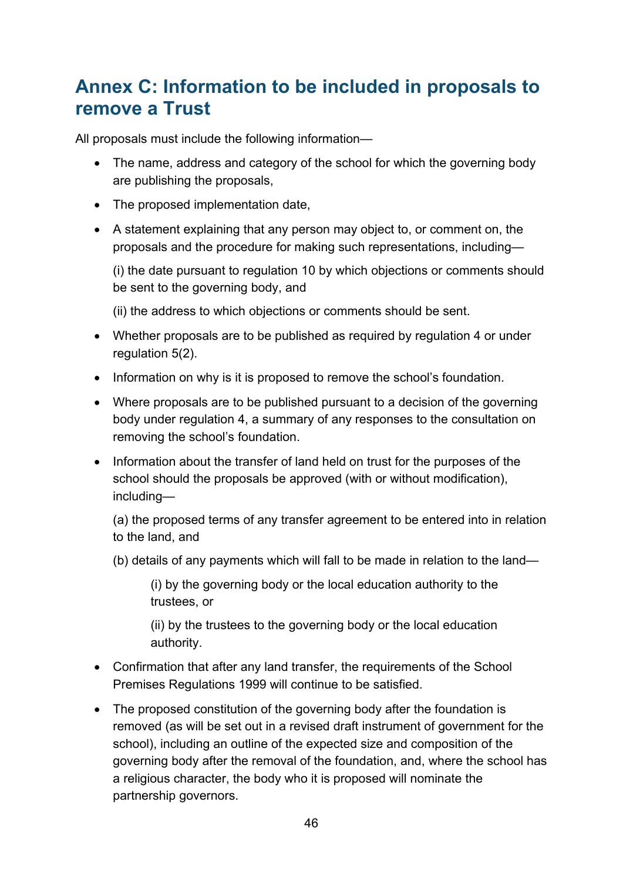## Annex C: Information to be included in proposals to remove a Trust

All proposals must include the following information—

- The name, address and category of the school for which the governing body are publishing the proposals,
- The proposed implementation date,
- A statement explaining that any person may object to, or comment on, the proposals and the procedure for making such representations, including—

  (i) the date pursuant to regulation 10 by which objections or comments should be sent to the governing body, and

  (ii) the address to which objections or comments should be sent.
- Whether proposals are to be published as required by regulation 4 or under regulation 5(2).
- Information on why is it is proposed to remove the school's foundation.
- Where proposals are to be published pursuant to a decision of the governing body under regulation 4, a summary of any responses to the consultation on removing the school's foundation.
- Information about the transfer of land held on trust for the purposes of the school should the proposals be approved (with or without modification), including—

  (a) the proposed terms of any transfer agreement to be entered into in relation to the land, and

  (b) details of any payments which will fall to be made in relation to the land—

    (i) by the governing body or the local education authority to the trustees, or

    (ii) by the trustees to the governing body or the local education authority.
- Confirmation that after any land transfer, the requirements of the School Premises Regulations 1999 will continue to be satisfied.
- The proposed constitution of the governing body after the foundation is removed (as will be set out in a revised draft instrument of government for the school), including an outline of the expected size and composition of the governing body after the removal of the foundation, and, where the school has a religious character, the body who it is proposed will nominate the partnership governors.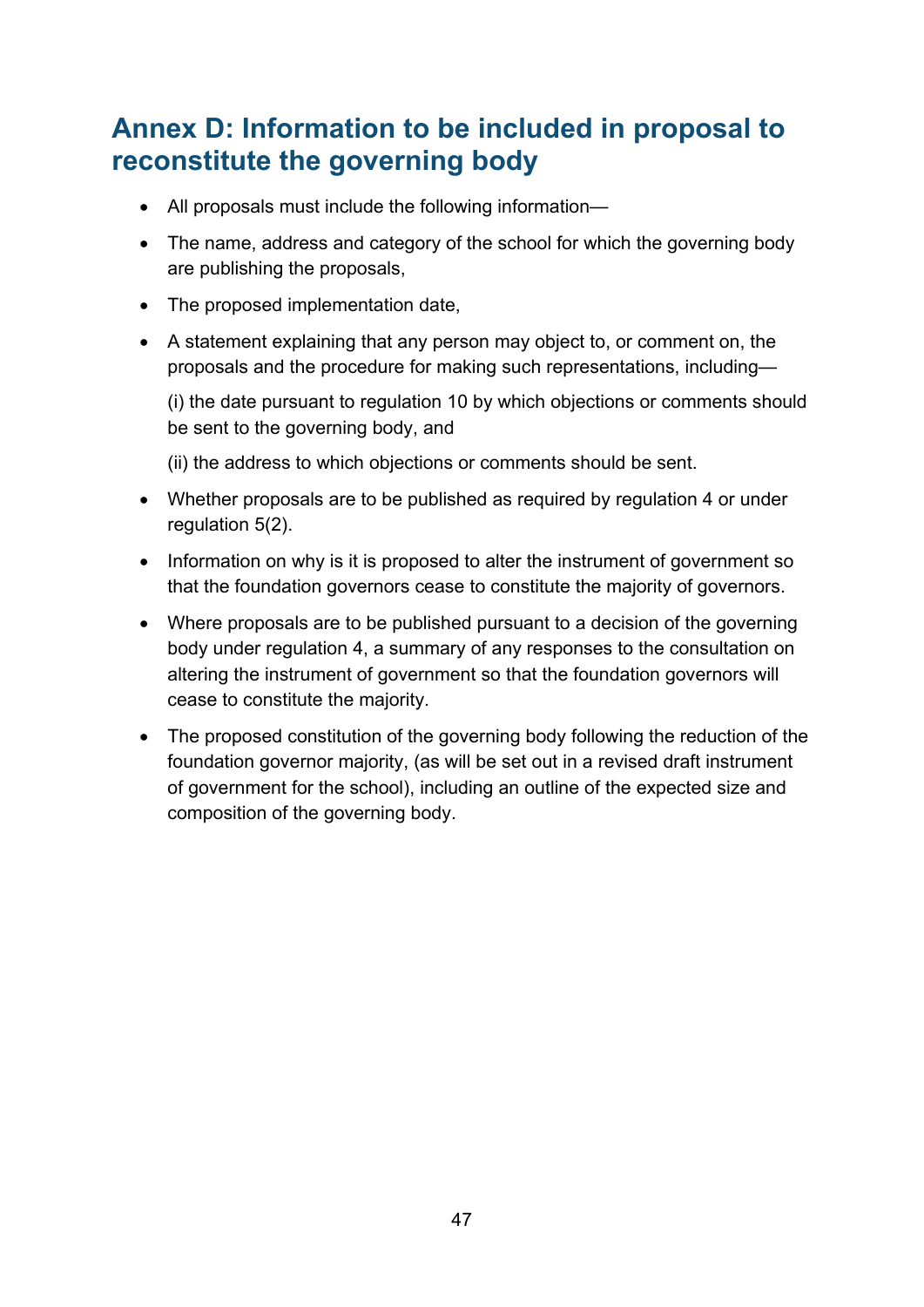# Annex D: Information to be included in proposal to reconstitute the governing body

- All proposals must include the following information—
- The name, address and category of the school for which the governing body are publishing the proposals,
- The proposed implementation date,
- A statement explaining that any person may object to, or comment on, the proposals and the procedure for making such representations, including—

  (i) the date pursuant to regulation 10 by which objections or comments should be sent to the governing body, and

  (ii) the address to which objections or comments should be sent.
- Whether proposals are to be published as required by regulation 4 or under regulation 5(2).
- Information on why is it is proposed to alter the instrument of government so that the foundation governors cease to constitute the majority of governors.
- Where proposals are to be published pursuant to a decision of the governing body under regulation 4, a summary of any responses to the consultation on altering the instrument of government so that the foundation governors will cease to constitute the majority.
- The proposed constitution of the governing body following the reduction of the foundation governor majority, (as will be set out in a revised draft instrument of government for the school), including an outline of the expected size and composition of the governing body.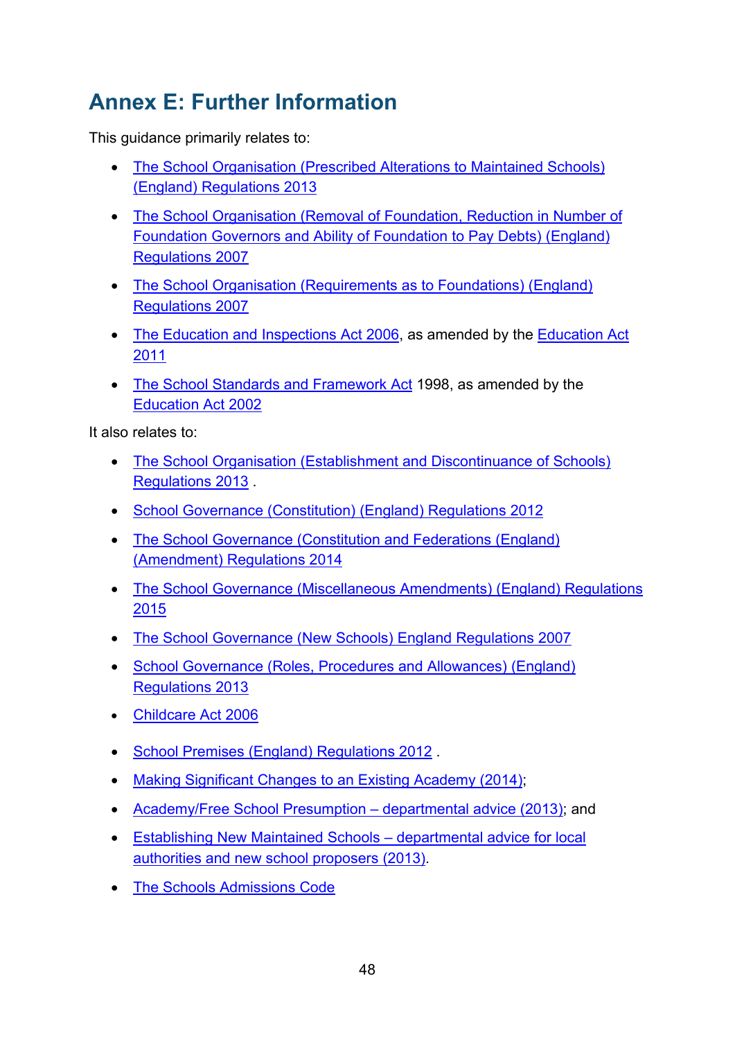# Annex E: Further Information

This guidance primarily relates to:

- The School Organisation (Prescribed Alterations to Maintained Schools) (England) Regulations 2013
- The School Organisation (Removal of Foundation, Reduction in Number of Foundation Governors and Ability of Foundation to Pay Debts) (England) Regulations 2007
- The School Organisation (Requirements as to Foundations) (England) Regulations 2007
- The Education and Inspections Act 2006, as amended by the Education Act 2011
- The School Standards and Framework Act 1998, as amended by the Education Act 2002

It also relates to:

- The School Organisation (Establishment and Discontinuance of Schools) Regulations 2013 .
- School Governance (Constitution) (England) Regulations 2012
- The School Governance (Constitution and Federations (England) (Amendment) Regulations 2014
- The School Governance (Miscellaneous Amendments) (England) Regulations 2015
- The School Governance (New Schools) England Regulations 2007
- School Governance (Roles, Procedures and Allowances) (England) Regulations 2013
- Childcare Act 2006
- School Premises (England) Regulations 2012 .
- Making Significant Changes to an Existing Academy (2014);
- Academy/Free School Presumption – departmental advice (2013); and
- Establishing New Maintained Schools – departmental advice for local authorities and new school proposers (2013).
- The Schools Admissions Code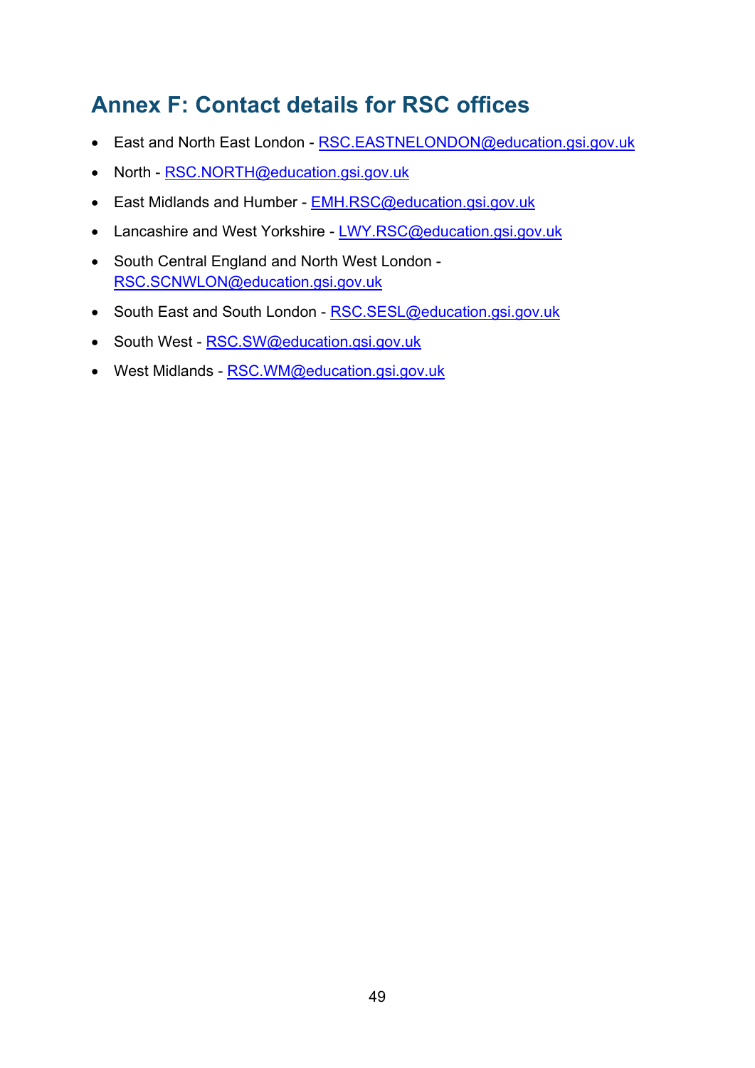## Annex F: Contact details for RSC offices

- East and North East London - RSC.EASTNELONDON@education.gsi.gov.uk
- North - RSC.NORTH@education.gsi.gov.uk
- East Midlands and Humber - EMH.RSC@education.gsi.gov.uk
- Lancashire and West Yorkshire - LWY.RSC@education.gsi.gov.uk
- South Central England and North West London - RSC.SCNWLON@education.gsi.gov.uk
- South East and South London - RSC.SESL@education.gsi.gov.uk
- South West - RSC.SW@education.gsi.gov.uk
- West Midlands - RSC.WM@education.gsi.gov.uk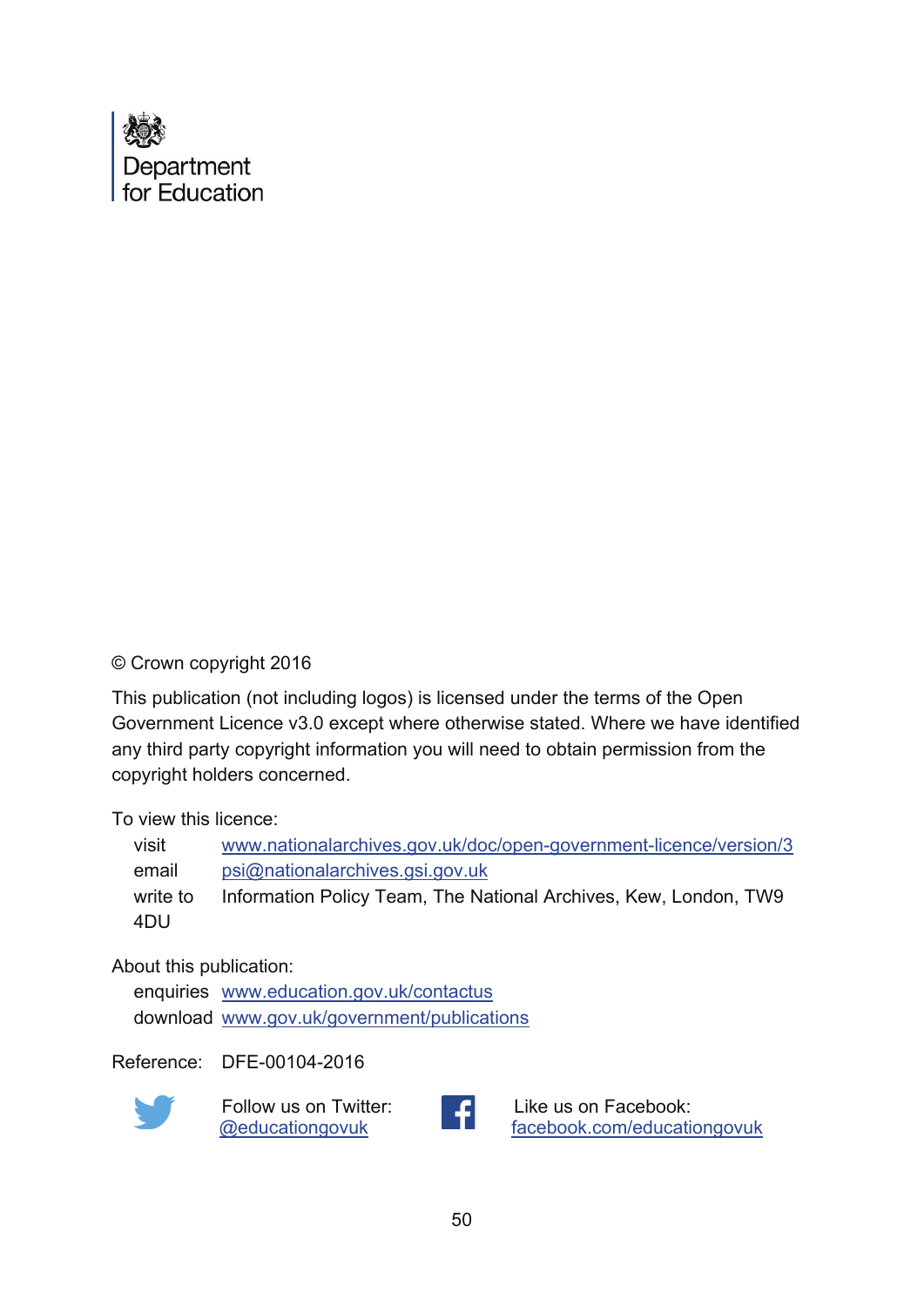Department for Education

© Crown copyright 2016

This publication (not including logos) is licensed under the terms of the Open Government Licence v3.0 except where otherwise stated. Where we have identified any third party copyright information you will need to obtain permission from the copyright holders concerned.

To view this licence:

visit www.nationalarchives.gov.uk/doc/open-government-licence/version/3
email psi@nationalarchives.gsi.gov.uk
write to Information Policy Team, The National Archives, Kew, London, TW9 4DU

About this publication:

enquiries www.education.gov.uk/contactus
download www.gov.uk/government/publications

Reference: DFE-00104-2016

Follow us on Twitter: @educationgovuk

Like us on Facebook: facebook.com/educationgovuk